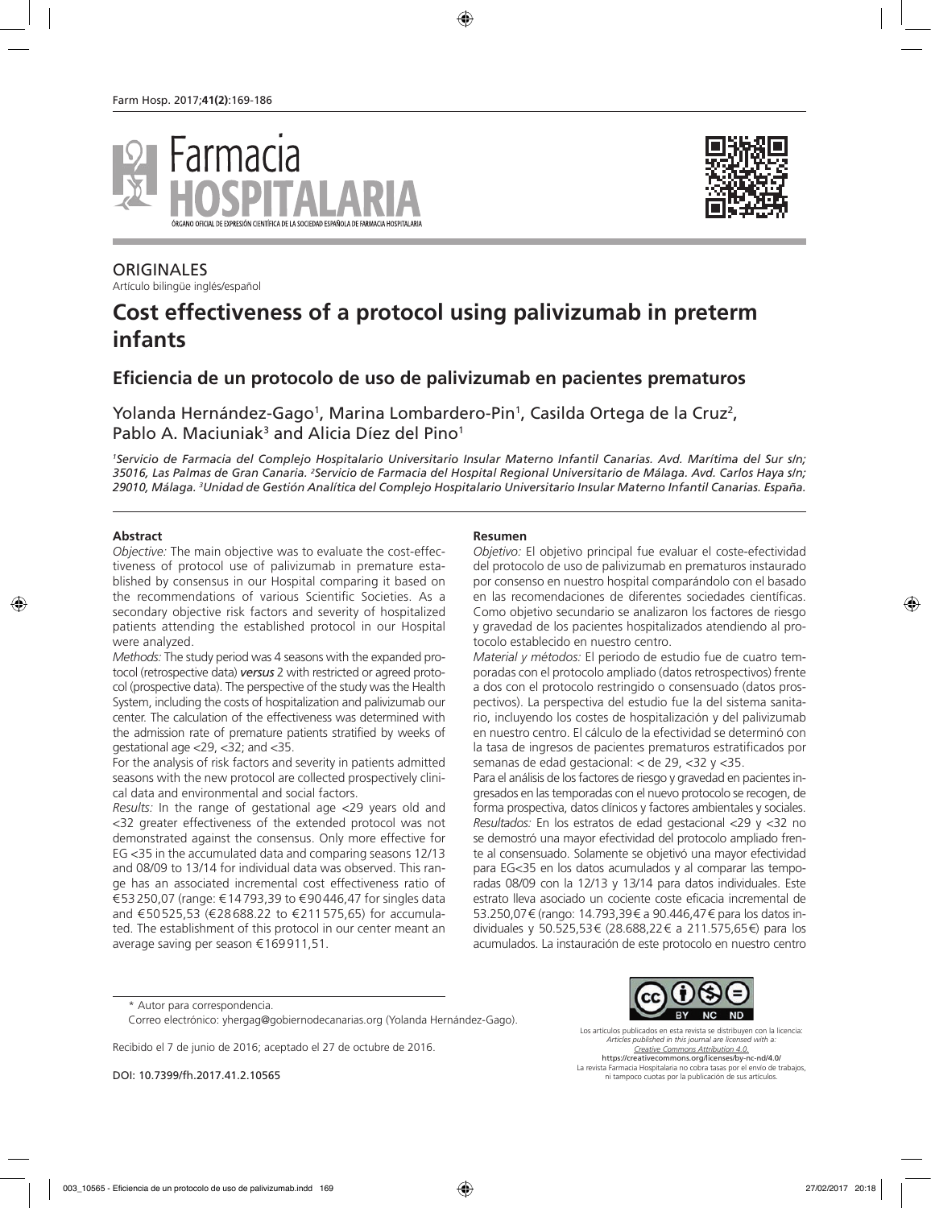ORIGINALES

Artículo bilingüe inglés/español

# Cost effectiveness of a protocol using palivizumab in preterm infants

## Eficiencia de un protocolo de uso de palivizumab en pacientes prematuros

Yolanda Hernández-Gago[1], Marina Lombardero-Pin[1], Casilda Ortega de la Cruz[2], Pablo A. Maciuniak[3] and Alicia Díez del Pino[1]

*[1]Servicio de Farmacia del Complejo Hospitalario Universitario Insular Materno Infantil Canarias. Avd. Marítima del Sur s/n; 35016, Las Palmas de Gran Canaria. [2]Servicio de Farmacia del Hospital Regional Universitario de Málaga. Avd. Carlos Haya s/n; 29010, Málaga. [3]Unidad de Gestión Analítica del Complejo Hospitalario Universitario Insular Materno Infantil Canarias. España.*

#### Abstract

*Objective:* The main objective was to evaluate the cost-effectiveness of protocol use of palivizumab in premature established by consensus in our Hospital comparing it based on the recommendations of various Scientific Societies. As a secondary objective risk factors and severity of hospitalized patients attending the established protocol in our Hospital were analyzed.

*Methods:* The study period was 4 seasons with the expanded protocol (retrospective data) ***versus*** 2 with restricted or agreed protocol (prospective data). The perspective of the study was the Health System, including the costs of hospitalization and palivizumab our center. The calculation of the effectiveness was determined with the admission rate of premature patients stratified by weeks of gestational age <29, <32; and <35.

For the analysis of risk factors and severity in patients admitted seasons with the new protocol are collected prospectively clinical data and environmental and social factors.

*Results:* In the range of gestational age <29 years old and <32 greater effectiveness of the extended protocol was not demonstrated against the consensus. Only more effective for EG <35 in the accumulated data and comparing seasons 12/13 and 08/09 to 13/14 for individual data was observed. This range has an associated incremental cost effectiveness ratio of €53250,07 (range: €14793,39 to €90446,47 for singles data and €50525,53 (€28688.22 to €211575,65) for accumulated. The establishment of this protocol in our center meant an average saving per season €169911,51.

#### Resumen

*Objetivo:* El objetivo principal fue evaluar el coste-efectividad del protocolo de uso de palivizumab en prematuros instaurado por consenso en nuestro hospital comparándolo con el basado en las recomendaciones de diferentes sociedades científicas. Como objetivo secundario se analizaron los factores de riesgo y gravedad de los pacientes hospitalizados atendiendo al protocolo establecido en nuestro centro.

*Material y métodos:* El periodo de estudio fue de cuatro temporadas con el protocolo ampliado (datos retrospectivos) frente a dos con el protocolo restringido o consensuado (datos prospectivos). La perspectiva del estudio fue la del sistema sanitario, incluyendo los costes de hospitalización y del palivizumab en nuestro centro. El cálculo de la efectividad se determinó con la tasa de ingresos de pacientes prematuros estratificados por semanas de edad gestacional: < de 29, <32 y <35.

Para el análisis de los factores de riesgo y gravedad en pacientes ingresados en las temporadas con el nuevo protocolo se recogen, de forma prospectiva, datos clínicos y factores ambientales y sociales.

*Resultados:* En los estratos de edad gestacional <29 y <32 no se demostró una mayor efectividad del protocolo ampliado frente al consensuado. Solamente se objetivó una mayor efectividad para EG<35 en los datos acumulados y al comparar las temporadas 08/09 con la 12/13 y 13/14 para datos individuales. Este estrato lleva asociado un cociente coste eficacia incremental de 53.250,07€ (rango: 14.793,39€ a 90.446,47€ para los datos individuales y 50.525,53€ (28.688,22€ a 211.575,65€) para los acumulados. La instauración de este protocolo en nuestro centro

\* Autor para correspondencia.

Correo electrónico: yhergag@gobiernodecanarias.org (Yolanda Hernández-Gago).

Recibido el 7 de junio de 2016; aceptado el 27 de octubre de 2016.

DOI: 10.7399/fh.2017.41.2.10565

Los artículos publicados en esta revista se distribuyen con la licencia: *Articles published in this journal are licensed with a: Creative Commons Attribution 4.0.* https://creativecommons.org/licenses/by-nc-nd/4.0/ La revista Farmacia Hospitalaria no cobra tasas por el envío de trabajos, ni tampoco cuotas por la publicación de sus artículos.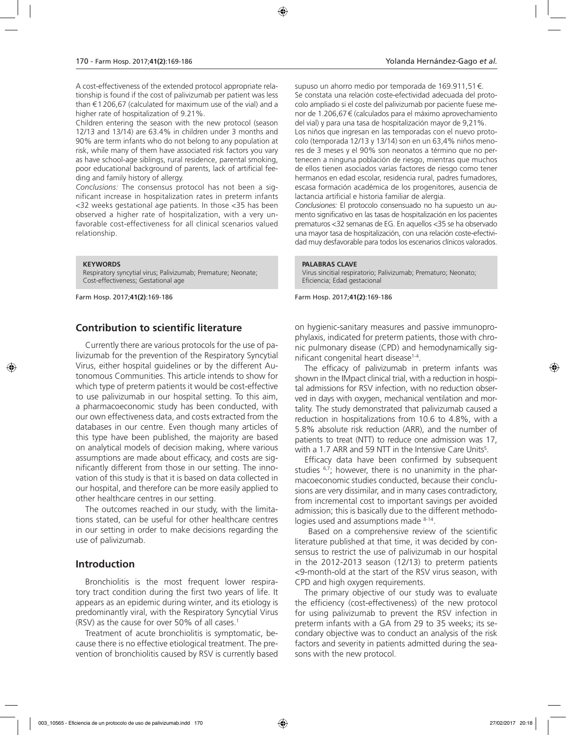A cost-effectiveness of the extended protocol appropriate relationship is found if the cost of palivizumab per patient was less than €1206,67 (calculated for maximum use of the vial) and a higher rate of hospitalization of 9.21%.

Children entering the season with the new protocol (season 12/13 and 13/14) are 63.4% in children under 3 months and 90% are term infants who do not belong to any population at risk, while many of them have associated risk factors you vary as have school-age siblings, rural residence, parental smoking, poor educational background of parents, lack of artificial feeding and family history of allergy.

*Conclusions:* The consensus protocol has not been a significant increase in hospitalization rates in preterm infants <32 weeks gestational age patients. In those <35 has been observed a higher rate of hospitalization, with a very unfavorable cost-effectiveness for all clinical scenarios valued relationship.

**KEYWORDS**
Respiratory syncytial virus; Palivizumab; Premature; Neonate; Cost-effectiveness; Gestational age

supuso un ahorro medio por temporada de 169.911,51 €.

Se constata una relación coste-efectividad adecuada del protocolo ampliado si el coste del palivizumab por paciente fuese menor de 1.206,67 € (calculados para el máximo aprovechamiento del vial) y para una tasa de hospitalización mayor de 9,21%.

Los niños que ingresan en las temporadas con el nuevo protocolo (temporada 12/13 y 13/14) son en un 63,4% niños menores de 3 meses y el 90% son neonatos a término que no pertenecen a ninguna población de riesgo, mientras que muchos de ellos tienen asociados varías factores de riesgo como tener hermanos en edad escolar, residencia rural, padres fumadores, escasa formación académica de los progenitores, ausencia de lactancia artificial e historia familiar de alergia.

*Conclusiones:* El protocolo consensuado no ha supuesto un aumento significativo en las tasas de hospitalización en los pacientes prematuros <32 semanas de EG. En aquellos <35 se ha observado una mayor tasa de hospitalización, con una relación coste-efectividad muy desfavorable para todos los escenarios clínicos valorados.

**PALABRAS CLAVE**
Virus sincitial respiratorio; Palivizumab; Prematuro; Neonato; Eficiencia; Edad gestacional

## Contribution to scientific literature

Currently there are various protocols for the use of palivizumab for the prevention of the Respiratory Syncytial Virus, either hospital guidelines or by the different Autonomous Communities. This article intends to show for which type of preterm patients it would be cost-effective to use palivizumab in our hospital setting. To this aim, a pharmacoeconomic study has been conducted, with our own effectiveness data, and costs extracted from the databases in our centre. Even though many articles of this type have been published, the majority are based on analytical models of decision making, where various assumptions are made about efficacy, and costs are significantly different from those in our setting. The innovation of this study is that it is based on data collected in our hospital, and therefore can be more easily applied to other healthcare centres in our setting.

The outcomes reached in our study, with the limitations stated, can be useful for other healthcare centres in our setting in order to make decisions regarding the use of palivizumab.

## Introduction

Bronchiolitis is the most frequent lower respiratory tract condition during the first two years of life. It appears as an epidemic during winter, and its etiology is predominantly viral, with the Respiratory Syncytial Virus (RSV) as the cause for over 50% of all cases.[1]

Treatment of acute bronchiolitis is symptomatic, because there is no effective etiological treatment. The prevention of bronchiolitis caused by RSV is currently based on hygienic-sanitary measures and passive immunoprophylaxis, indicated for preterm patients, those with chronic pulmonary disease (CPD) and hemodynamically significant congenital heart disease[1-4].

The efficacy of palivizumab in preterm infants was shown in the IMpact clinical trial, with a reduction in hospital admissions for RSV infection, with no reduction observed in days with oxygen, mechanical ventilation and mortality. The study demonstrated that palivizumab caused a reduction in hospitalizations from 10.6 to 4.8%, with a 5.8% absolute risk reduction (ARR), and the number of patients to treat (NTT) to reduce one admission was 17, with a 1.7 ARR and 59 NTT in the Intensive Care Units[5].

Efficacy data have been confirmed by subsequent studies [6,7]; however, there is no unanimity in the pharmacoeconomic studies conducted, because their conclusions are very dissimilar, and in many cases contradictory, from incremental cost to important savings per avoided admission; this is basically due to the different methodologies used and assumptions made [8-14].

Based on a comprehensive review of the scientific literature published at that time, it was decided by consensus to restrict the use of palivizumab in our hospital in the 2012-2013 season (12/13) to preterm patients <9-month-old at the start of the RSV virus season, with CPD and high oxygen requirements.

The primary objective of our study was to evaluate the efficiency (cost-effectiveness) of the new protocol for using palivizumab to prevent the RSV infection in preterm infants with a GA from 29 to 35 weeks; its secondary objective was to conduct an analysis of the risk factors and severity in patients admitted during the seasons with the new protocol.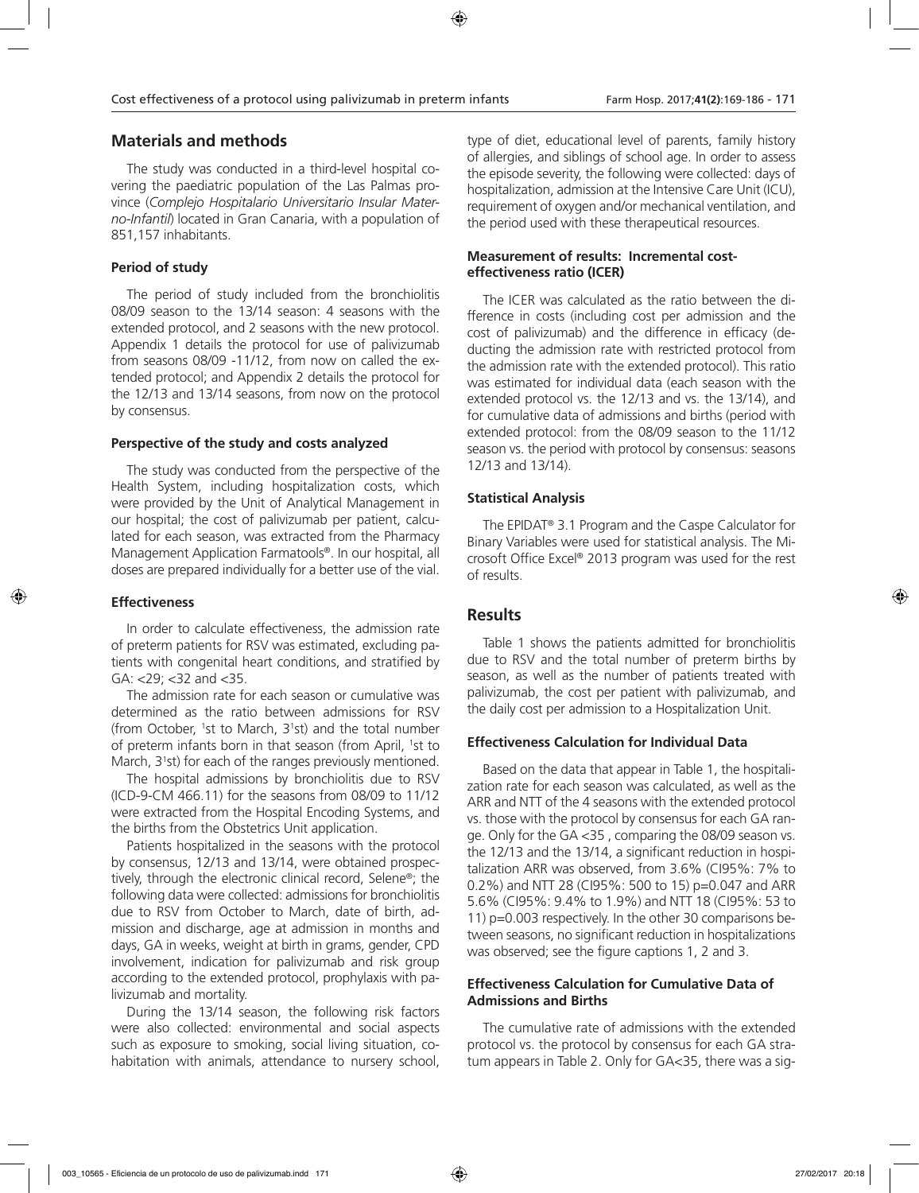## Materials and methods

The study was conducted in a third-level hospital covering the paediatric population of the Las Palmas province (*Complejo Hospitalario Universitario Insular Materno-Infantil*) located in Gran Canaria, with a population of 851,157 inhabitants.

### Period of study

The period of study included from the bronchiolitis 08/09 season to the 13/14 season: 4 seasons with the extended protocol, and 2 seasons with the new protocol. Appendix 1 details the protocol for use of palivizumab from seasons 08/09 -11/12, from now on called the extended protocol; and Appendix 2 details the protocol for the 12/13 and 13/14 seasons, from now on the protocol by consensus.

### Perspective of the study and costs analyzed

The study was conducted from the perspective of the Health System, including hospitalization costs, which were provided by the Unit of Analytical Management in our hospital; the cost of palivizumab per patient, calculated for each season, was extracted from the Pharmacy Management Application Farmatools®. In our hospital, all doses are prepared individually for a better use of the vial.

### Effectiveness

In order to calculate effectiveness, the admission rate of preterm patients for RSV was estimated, excluding patients with congenital heart conditions, and stratified by GA: <29; <32 and <35.

The admission rate for each season or cumulative was determined as the ratio between admissions for RSV (from October, 1st to March, 31st) and the total number of preterm infants born in that season (from April, 1st to March, 31st) for each of the ranges previously mentioned.

The hospital admissions by bronchiolitis due to RSV (ICD-9-CM 466.11) for the seasons from 08/09 to 11/12 were extracted from the Hospital Encoding Systems, and the births from the Obstetrics Unit application.

Patients hospitalized in the seasons with the protocol by consensus, 12/13 and 13/14, were obtained prospectively, through the electronic clinical record, Selene®; the following data were collected: admissions for bronchiolitis due to RSV from October to March, date of birth, admission and discharge, age at admission in months and days, GA in weeks, weight at birth in grams, gender, CPD involvement, indication for palivizumab and risk group according to the extended protocol, prophylaxis with palivizumab and mortality.

During the 13/14 season, the following risk factors were also collected: environmental and social aspects such as exposure to smoking, social living situation, cohabitation with animals, attendance to nursery school, type of diet, educational level of parents, family history of allergies, and siblings of school age. In order to assess the episode severity, the following were collected: days of hospitalization, admission at the Intensive Care Unit (ICU), requirement of oxygen and/or mechanical ventilation, and the period used with these therapeutical resources.

### Measurement of results: Incremental cost-effectiveness ratio (ICER)

The ICER was calculated as the ratio between the difference in costs (including cost per admission and the cost of palivizumab) and the difference in efficacy (deducting the admission rate with restricted protocol from the admission rate with the extended protocol). This ratio was estimated for individual data (each season with the extended protocol vs. the 12/13 and vs. the 13/14), and for cumulative data of admissions and births (period with extended protocol: from the 08/09 season to the 11/12 season vs. the period with protocol by consensus: seasons 12/13 and 13/14).

### Statistical Analysis

The EPIDAT® 3.1 Program and the Caspe Calculator for Binary Variables were used for statistical analysis. The Microsoft Office Excel® 2013 program was used for the rest of results.

## Results

Table 1 shows the patients admitted for bronchiolitis due to RSV and the total number of preterm births by season, as well as the number of patients treated with palivizumab, the cost per patient with palivizumab, and the daily cost per admission to a Hospitalization Unit.

### Effectiveness Calculation for Individual Data

Based on the data that appear in Table 1, the hospitalization rate for each season was calculated, as well as the ARR and NTT of the 4 seasons with the extended protocol vs. those with the protocol by consensus for each GA range. Only for the GA <35 , comparing the 08/09 season vs. the 12/13 and the 13/14, a significant reduction in hospitalization ARR was observed, from 3.6% (CI95%: 7% to 0.2%) and NTT 28 (CI95%: 500 to 15) p=0.047 and ARR 5.6% (CI95%: 9.4% to 1.9%) and NTT 18 (CI95%: 53 to 11) p=0.003 respectively. In the other 30 comparisons between seasons, no significant reduction in hospitalizations was observed; see the figure captions 1, 2 and 3.

### Effectiveness Calculation for Cumulative Data of Admissions and Births

The cumulative rate of admissions with the extended protocol vs. the protocol by consensus for each GA stratum appears in Table 2. Only for GA<35, there was a sig-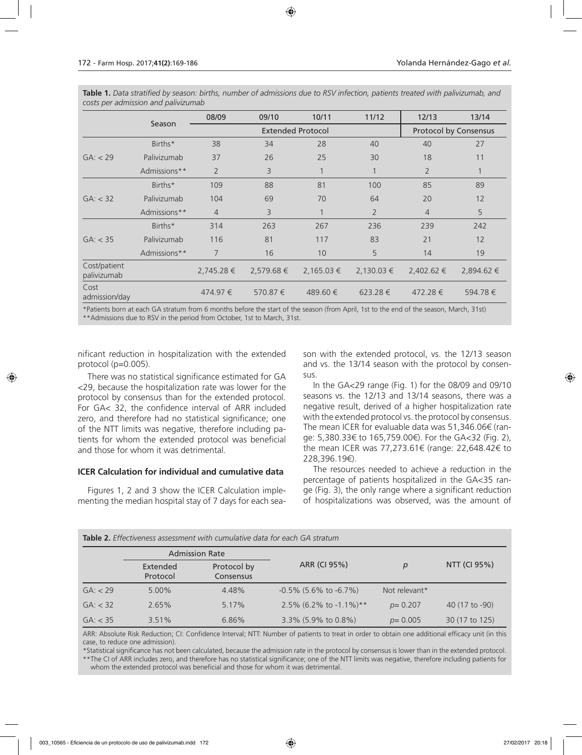**Table 1.** *Data stratified by season: births, number of admissions due to RSV infection, patients treated with palivizumab, and costs per admission and palivizumab*

| | Season | 08/09 | 09/10 | 10/11 | 11/12 | 12/13 | 13/14 |
|---|---|---|---|---|---|---|---|
| | | Extended Protocol | | | | Protocol by Consensus | |
| GA: < 29 | Births* | 38 | 34 | 28 | 40 | 40 | 27 |
| | Palivizumab | 37 | 26 | 25 | 30 | 18 | 11 |
| | Admissions** | 2 | 3 | 1 | 1 | 2 | 1 |
| GA: < 32 | Births* | 109 | 88 | 81 | 100 | 85 | 89 |
| | Palivizumab | 104 | 69 | 70 | 64 | 20 | 12 |
| | Admissions** | 4 | 3 | 1 | 2 | 4 | 5 |
| GA: < 35 | Births* | 314 | 263 | 267 | 236 | 239 | 242 |
| | Palivizumab | 116 | 81 | 117 | 83 | 21 | 12 |
| | Admissions** | 7 | 16 | 10 | 5 | 14 | 19 |
| Cost/patient palivizumab | | 2,745.28 € | 2,579.68 € | 2,165.03 € | 2,130.03 € | 2,402.62 € | 2,894.62 € |
| Cost admission/day | | 474.97 € | 570.87 € | 489.60 € | 623.28 € | 472.28 € | 594.78 € |

*Patients born at each GA stratum from 6 months before the start of the season (from April, 1st to the end of the season, March, 31st)
**Admissions due to RSV in the period from October, 1st to March, 31st.

nificant reduction in hospitalization with the extended protocol (p=0.005).

There was no statistical significance estimated for GA <29, because the hospitalization rate was lower for the protocol by consensus than for the extended protocol. For GA< 32, the confidence interval of ARR included zero, and therefore had no statistical significance; one of the NTT limits was negative, therefore including patients for whom the extended protocol was beneficial and those for whom it was detrimental.

### ICER Calculation for individual and cumulative data

Figures 1, 2 and 3 show the ICER Calculation implementing the median hospital stay of 7 days for each season with the extended protocol, vs. the 12/13 season and vs. the 13/14 season with the protocol by consensus.

In the GA<29 range (Fig. 1) for the 08/09 and 09/10 seasons vs. the 12/13 and 13/14 seasons, there was a negative result, derived of a higher hospitalization rate with the extended protocol vs. the protocol by consensus. The mean ICER for evaluable data was 51,346.06€ (range: 5,380.33€ to 165,759.00€). For the GA<32 (Fig. 2), the mean ICER was 77,273.61€ (range: 22,648.42€ to 228,396.19€).

The resources needed to achieve a reduction in the percentage of patients hospitalized in the GA<35 range (Fig. 3), the only range where a significant reduction of hospitalizations was observed, was the amount of

**Table 2.** *Effectiveness assessment with cumulative data for each GA stratum*

| | Admission Rate | | ARR (CI 95%) | *p* | NTT (CI 95%) |
|---|---|---|---|---|---|
| | Extended Protocol | Protocol by Consensus | | | |
| GA: < 29 | 5.00% | 4.48% | -0.5% (5.6% to -6.7%) | Not relevant* | |
| GA: < 32 | 2.65% | 5.17% | 2.5% (6.2% to -1.1%)** | *p*= 0.207 | 40 (17 to -90) |
| GA: < 35 | 3.51% | 6.86% | 3.3% (5.9% to 0.8%) | *p*= 0.005 | 30 (17 to 125) |

ARR: Absolute Risk Reduction; CI: Confidence Interval; NTT: Number of patients to treat in order to obtain one additional efficacy unit (in this case, to reduce one admission).
*Statistical significance has not been calculated, because the admission rate in the protocol by consensus is lower than in the extended protocol.
**The CI of ARR includes zero, and therefore has no statistical significance; one of the NTT limits was negative, therefore including patients for whom the extended protocol was beneficial and those for whom it was detrimental.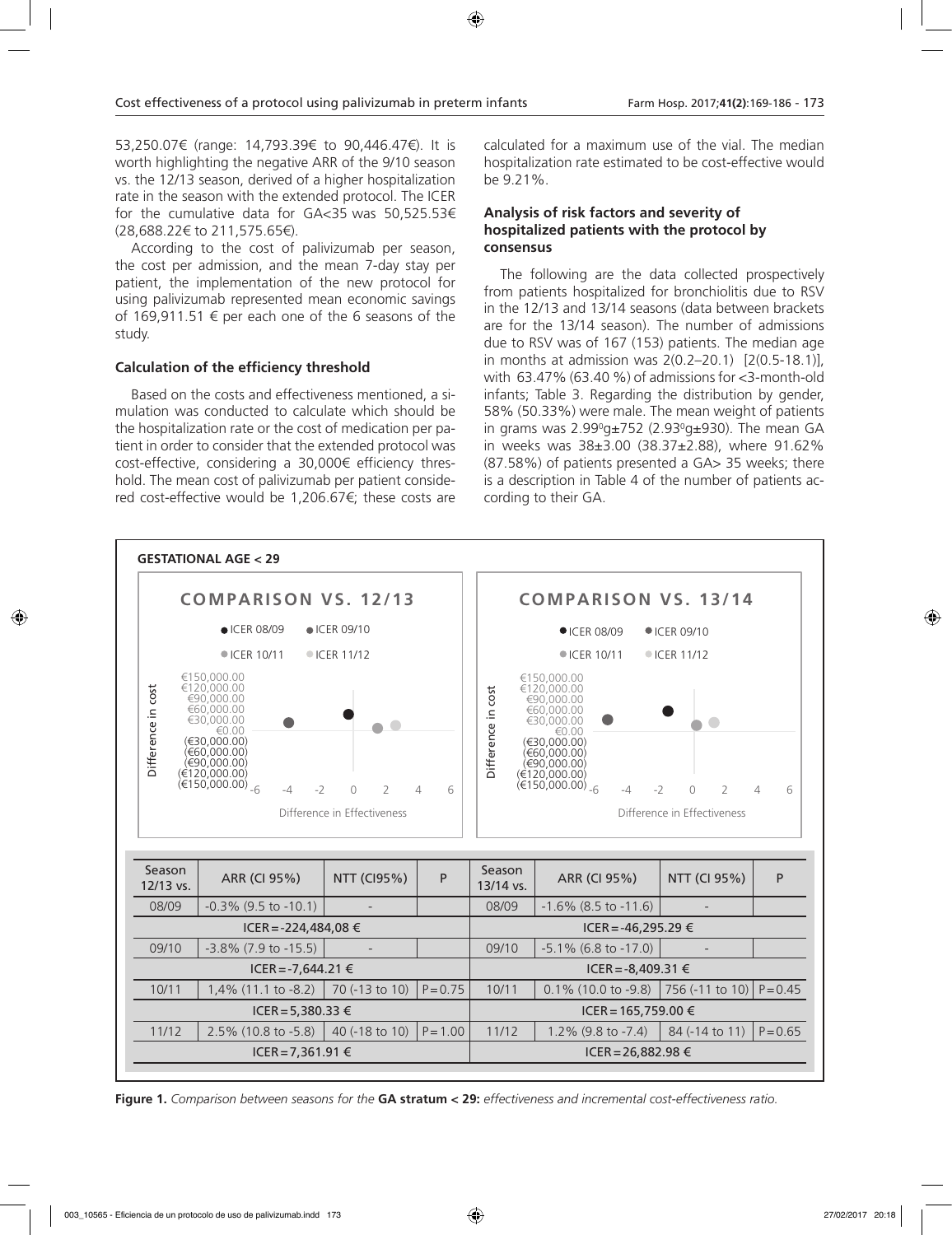53,250.07€ (range: 14,793.39€ to 90,446.47€). It is worth highlighting the negative ARR of the 9/10 season vs. the 12/13 season, derived of a higher hospitalization rate in the season with the extended protocol. The ICER for the cumulative data for GA<35 was 50,525.53€ (28,688.22€ to 211,575.65€).

According to the cost of palivizumab per season, the cost per admission, and the mean 7-day stay per patient, the implementation of the new protocol for using palivizumab represented mean economic savings of 169,911.51 € per each one of the 6 seasons of the study.

### Calculation of the efficiency threshold

Based on the costs and effectiveness mentioned, a simulation was conducted to calculate which should be the hospitalization rate or the cost of medication per patient in order to consider that the extended protocol was cost-effective, considering a 30,000€ efficiency threshold. The mean cost of palivizumab per patient considered cost-effective would be 1,206.67€; these costs are calculated for a maximum use of the vial. The median hospitalization rate estimated to be cost-effective would be 9.21%.

### Analysis of risk factors and severity of hospitalized patients with the protocol by consensus

The following are the data collected prospectively from patients hospitalized for bronchiolitis due to RSV in the 12/13 and 13/14 seasons (data between brackets are for the 13/14 season). The number of admissions due to RSV was of 167 (153) patients. The median age in months at admission was 2(0.2–20.1) [2(0.5-18.1)], with 63.47% (63.40 %) of admissions for <3-month-old infants; Table 3. Regarding the distribution by gender, 58% (50.33%) were male. The mean weight of patients in grams was 2.99⁰g±752 (2.93⁰g±930). The mean GA in weeks was 38±3.00 (38.37±2.88), where 91.62% (87.58%) of patients presented a GA> 35 weeks; there is a description in Table 4 of the number of patients according to their GA.

**GESTATIONAL AGE < 29**

| Season 12/13 vs. | ARR (CI 95%) | NTT (CI95%) | P | Season 13/14 vs. | ARR (CI 95%) | NTT (CI 95%) | P |
|---|---|---|---|---|---|---|---|
| 08/09 | -0.3% (9.5 to -10.1) | - | | 08/09 | -1.6% (8.5 to -11.6) | - | |
| ICER = -224,484,08 € | | | | ICER = -46,295.29 € | | | |
| 09/10 | -3.8% (7.9 to -15.5) | - | | 09/10 | -5.1% (6.8 to -17.0) | - | |
| ICER = -7,644.21 € | | | | ICER = -8,409.31 € | | | |
| 10/11 | 1,4% (11.1 to -8.2) | 70 (-13 to 10) | P = 0.75 | 10/11 | 0.1% (10.0 to -9.8) | 756 (-11 to 10) | P = 0.45 |
| ICER = 5,380.33 € | | | | ICER = 165,759.00 € | | | |
| 11/12 | 2.5% (10.8 to -5.8) | 40 (-18 to 10) | P = 1.00 | 11/12 | 1.2% (9.8 to -7.4) | 84 (-14 to 11) | P = 0.65 |
| ICER = 7,361.91 € | | | | ICER = 26,882.98 € | | | |

**Figure 1.** *Comparison between seasons for the* **GA stratum < 29:** *effectiveness and incremental cost-effectiveness ratio.*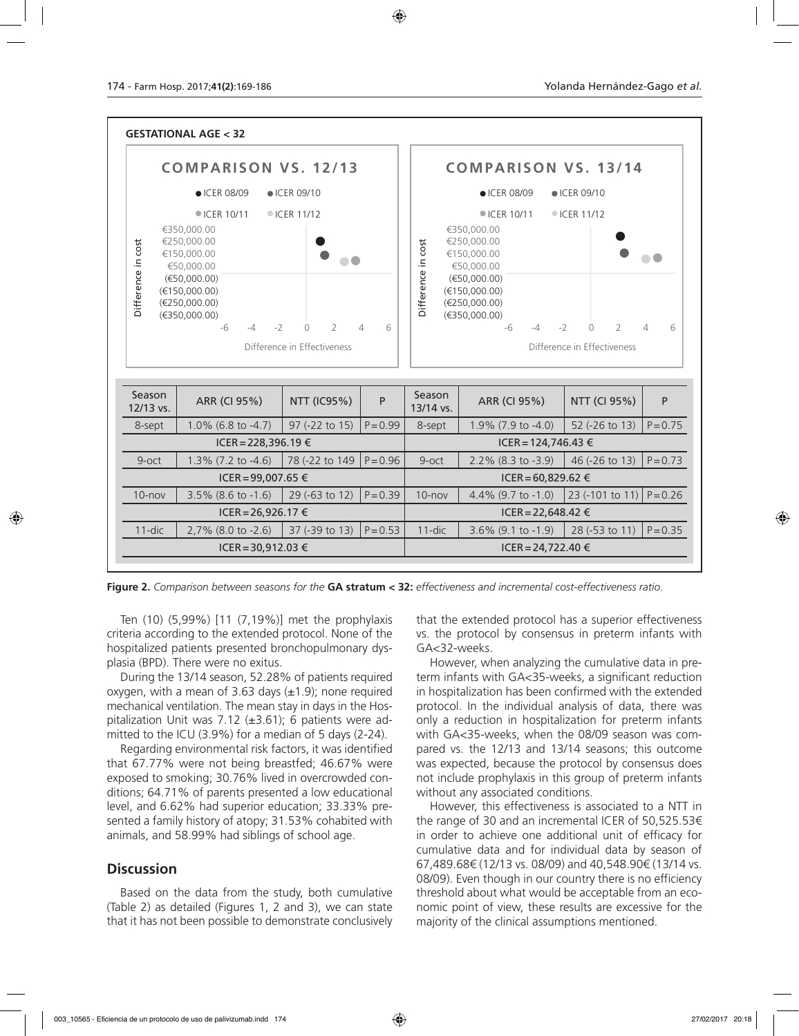**GESTATIONAL AGE < 32**

| Season 12/13 vs. | ARR (CI 95%) | NTT (IC95%) | P | Season 13/14 vs. | ARR (CI 95%) | NTT (CI 95%) | P |
|---|---|---|---|---|---|---|---|
| 8-sept | 1.0% (6.8 to -4.7) | 97 (-22 to 15) | P = 0.99 | 8-sept | 1.9% (7.9 to -4.0) | 52 (-26 to 13) | P = 0.75 |
| ICER = 228,396.19 € | | | | ICER = 124,746.43 € | | | |
| 9-oct | 1.3% (7.2 to -4.6) | 78 (-22 to 149 | P = 0.96 | 9-oct | 2.2% (8.3 to -3.9) | 46 (-26 to 13) | P = 0.73 |
| ICER = 99,007.65 € | | | | ICER = 60,829.62 € | | | |
| 10-nov | 3.5% (8.6 to -1.6) | 29 (-63 to 12) | P = 0.39 | 10-nov | 4.4% (9.7 to -1.0) | 23 (-101 to 11) | P = 0.26 |
| ICER = 26,926.17 € | | | | ICER = 22,648.42 € | | | |
| 11-dic | 2,7% (8.0 to -2.6) | 37 (-39 to 13) | P = 0.53 | 11-dic | 3.6% (9.1 to -1.9) | 28 (-53 to 11) | P = 0.35 |
| ICER = 30,912.03 € | | | | ICER = 24,722.40 € | | | |

**Figure 2.** *Comparison between seasons for the* **GA stratum < 32:** *effectiveness and incremental cost-effectiveness ratio.*

Ten (10) (5,99%) [11 (7,19%)] met the prophylaxis criteria according to the extended protocol. None of the hospitalized patients presented bronchopulmonary dysplasia (BPD). There were no exitus.

During the 13/14 season, 52.28% of patients required oxygen, with a mean of 3.63 days (±1.9); none required mechanical ventilation. The mean stay in days in the Hospitalization Unit was 7.12 (±3.61); 6 patients were admitted to the ICU (3.9%) for a median of 5 days (2-24).

Regarding environmental risk factors, it was identified that 67.77% were not being breastfed; 46.67% were exposed to smoking; 30.76% lived in overcrowded conditions; 64.71% of parents presented a low educational level, and 6.62% had superior education; 33.33% presented a family history of atopy; 31.53% cohabited with animals, and 58.99% had siblings of school age.

## Discussion

Based on the data from the study, both cumulative (Table 2) as detailed (Figures 1, 2 and 3), we can state that it has not been possible to demonstrate conclusively that the extended protocol has a superior effectiveness vs. the protocol by consensus in preterm infants with GA<32-weeks.

However, when analyzing the cumulative data in preterm infants with GA<35-weeks, a significant reduction in hospitalization has been confirmed with the extended protocol. In the individual analysis of data, there was only a reduction in hospitalization for preterm infants with GA<35-weeks, when the 08/09 season was compared vs. the 12/13 and 13/14 seasons; this outcome was expected, because the protocol by consensus does not include prophylaxis in this group of preterm infants without any associated conditions.

However, this effectiveness is associated to a NTT in the range of 30 and an incremental ICER of 50,525.53€ in order to achieve one additional unit of efficacy for cumulative data and for individual data by season of 67,489.68€ (12/13 vs. 08/09) and 40,548.90€ (13/14 vs. 08/09). Even though in our country there is no efficiency threshold about what would be acceptable from an economic point of view, these results are excessive for the majority of the clinical assumptions mentioned.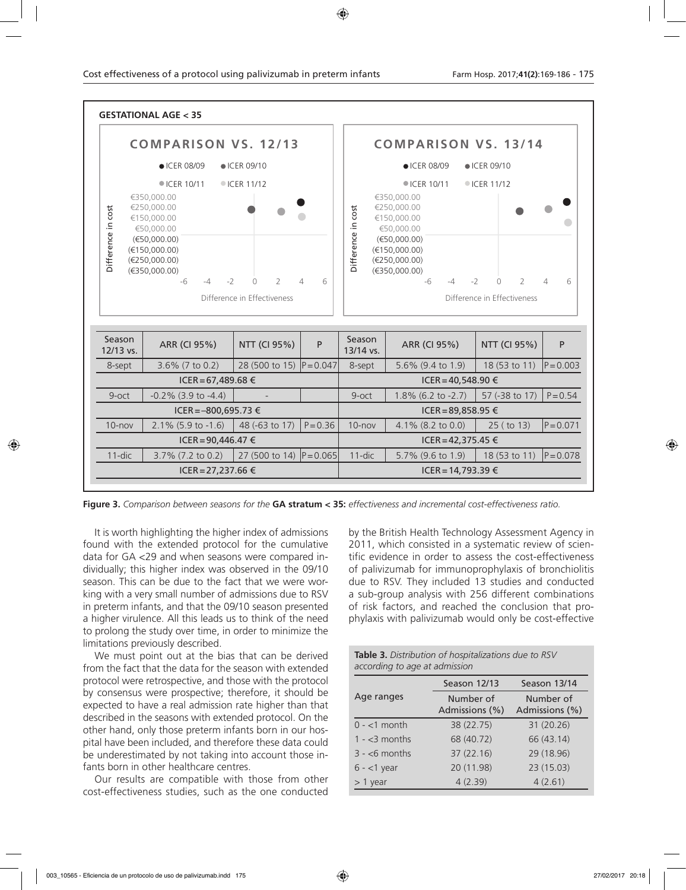**GESTATIONAL AGE < 35**

| Season 12/13 vs. | ARR (CI 95%) | NTT (CI 95%) | P | Season 13/14 vs. | ARR (CI 95%) | NTT (CI 95%) | P |
|---|---|---|---|---|---|---|---|
| 8-sept | 3.6% (7 to 0.2) | 28 (500 to 15) | P=0.047 | 8-sept | 5.6% (9.4 to 1.9) | 18 (53 to 11) | P=0.003 |
| ICER=67,489.68 € | | | | ICER=40,548.90 € | | | |
| 9-oct | -0.2% (3.9 to -4.4) | - | | 9-oct | 1.8% (6.2 to -2.7) | 57 (-38 to 17) | P=0.54 |
| ICER=–800,695.73 € | | | | ICER=89,858.95 € | | | |
| 10-nov | 2.1% (5.9 to -1.6) | 48 (-63 to 17) | P=0.36 | 10-nov | 4.1% (8.2 to 0.0) | 25 ( to 13) | P=0.071 |
| ICER=90,446.47 € | | | | ICER=42,375.45 € | | | |
| 11-dic | 3.7% (7.2 to 0.2) | 27 (500 to 14) | P=0.065 | 11-dic | 5.7% (9.6 to 1.9) | 18 (53 to 11) | P=0.078 |
| ICER=27,237.66 € | | | | ICER=14,793.39 € | | | |

**Figure 3.** *Comparison between seasons for the* **GA stratum < 35:** *effectiveness and incremental cost-effectiveness ratio.*

It is worth highlighting the higher index of admissions found with the extended protocol for the cumulative data for GA <29 and when seasons were compared individually; this higher index was observed in the 09/10 season. This can be due to the fact that we were working with a very small number of admissions due to RSV in preterm infants, and that the 09/10 season presented a higher virulence. All this leads us to think of the need to prolong the study over time, in order to minimize the limitations previously described.

We must point out at the bias that can be derived from the fact that the data for the season with extended protocol were retrospective, and those with the protocol by consensus were prospective; therefore, it should be expected to have a real admission rate higher than that described in the seasons with extended protocol. On the other hand, only those preterm infants born in our hospital have been included, and therefore these data could be underestimated by not taking into account those infants born in other healthcare centres.

Our results are compatible with those from other cost-effectiveness studies, such as the one conducted by the British Health Technology Assessment Agency in 2011, which consisted in a systematic review of scientific evidence in order to assess the cost-effectiveness of palivizumab for immunoprophylaxis of bronchiolitis due to RSV. They included 13 studies and conducted a sub-group analysis with 256 different combinations of risk factors, and reached the conclusion that prophylaxis with palivizumab would only be cost-effective

**Table 3.** *Distribution of hospitalizations due to RSV according to age at admission*

| Age ranges | Season 12/13 Number of Admissions (%) | Season 13/14 Number of Admissions (%) |
|---|---|---|
| 0 - <1 month | 38 (22.75) | 31 (20.26) |
| 1 - <3 months | 68 (40.72) | 66 (43.14) |
| 3 - <6 months | 37 (22.16) | 29 (18.96) |
| 6 - <1 year | 20 (11.98) | 23 (15.03) |
| > 1 year | 4 (2.39) | 4 (2.61) |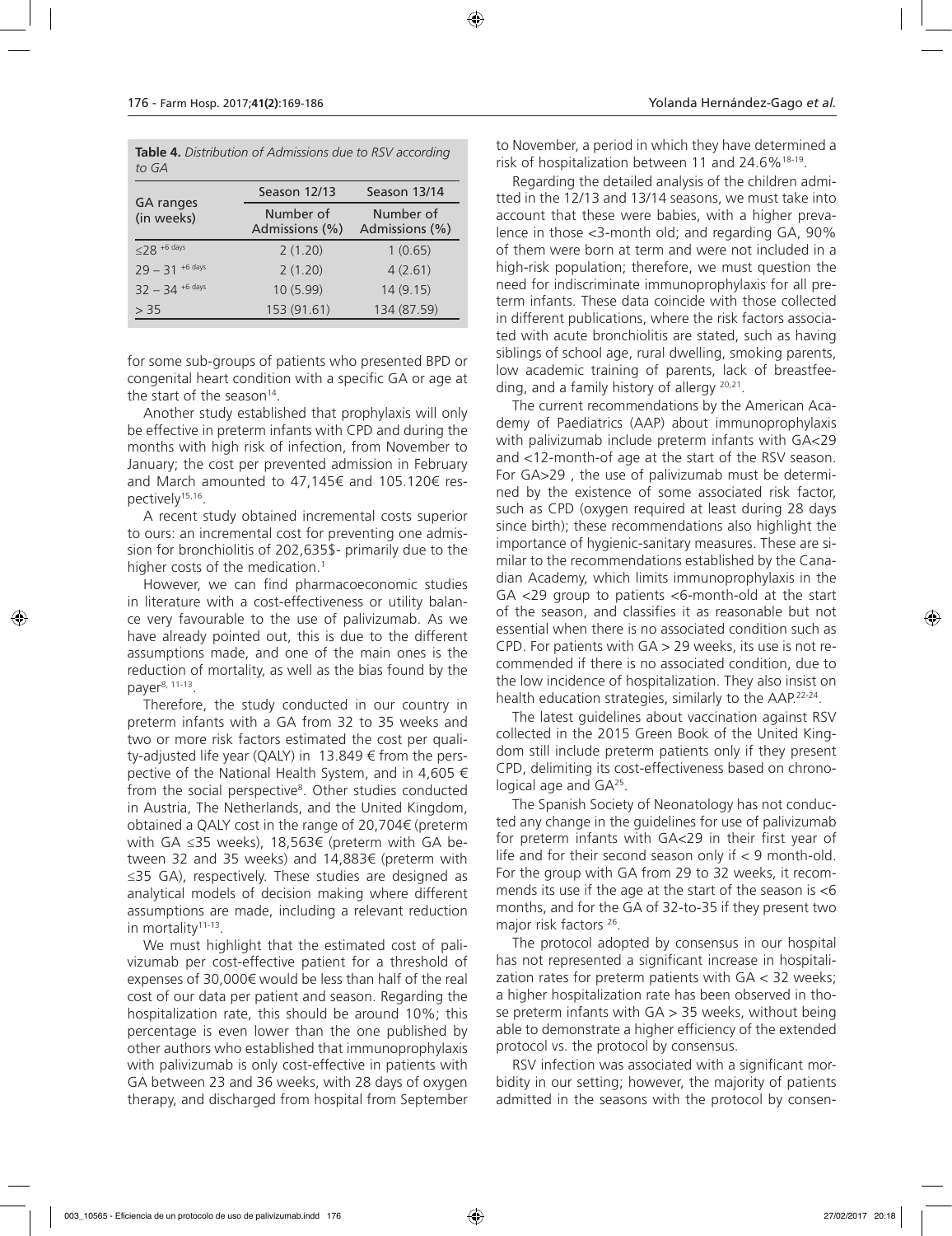**Table 4.** *Distribution of Admissions due to RSV according to GA*

| GA ranges (in weeks) | Season 12/13 | Season 13/14 |
|---|---|---|
| | Number of Admissions (%) | Number of Admissions (%) |
| ≤28 $^{+6 \text{ days}}$ | 2 (1.20) | 1 (0.65) |
| 29 – 31 $^{+6 \text{ days}}$ | 2 (1.20) | 4 (2.61) |
| 32 – 34 $^{+6 \text{ days}}$ | 10 (5.99) | 14 (9.15) |
| > 35 | 153 (91.61) | 134 (87.59) |

for some sub-groups of patients who presented BPD or congenital heart condition with a specific GA or age at the start of the season[14].

Another study established that prophylaxis will only be effective in preterm infants with CPD and during the months with high risk of infection, from November to January; the cost per prevented admission in February and March amounted to 47,145€ and 105.120€ respectively[15,16].

A recent study obtained incremental costs superior to ours: an incremental cost for preventing one admission for bronchiolitis of 202,635$- primarily due to the higher costs of the medication.[1]

However, we can find pharmacoeconomic studies in literature with a cost-effectiveness or utility balance very favourable to the use of palivizumab. As we have already pointed out, this is due to the different assumptions made, and one of the main ones is the reduction of mortality, as well as the bias found by the payer[8, 11-13].

Therefore, the study conducted in our country in preterm infants with a GA from 32 to 35 weeks and two or more risk factors estimated the cost per quality-adjusted life year (QALY) in 13.849 € from the perspective of the National Health System, and in 4,605 € from the social perspective[8]. Other studies conducted in Austria, The Netherlands, and the United Kingdom, obtained a QALY cost in the range of 20,704€ (preterm with GA ≤35 weeks), 18,563€ (preterm with GA between 32 and 35 weeks) and 14,883€ (preterm with ≤35 GA), respectively. These studies are designed as analytical models of decision making where different assumptions are made, including a relevant reduction in mortality[11-13].

We must highlight that the estimated cost of palivizumab per cost-effective patient for a threshold of expenses of 30,000€ would be less than half of the real cost of our data per patient and season. Regarding the hospitalization rate, this should be around 10%; this percentage is even lower than the one published by other authors who established that immunoprophylaxis with palivizumab is only cost-effective in patients with GA between 23 and 36 weeks, with 28 days of oxygen therapy, and discharged from hospital from September to November, a period in which they have determined a risk of hospitalization between 11 and 24.6%[18-19].

Regarding the detailed analysis of the children admitted in the 12/13 and 13/14 seasons, we must take into account that these were babies, with a higher prevalence in those <3-month old; and regarding GA, 90% of them were born at term and were not included in a high-risk population; therefore, we must question the need for indiscriminate immunoprophylaxis for all preterm infants. These data coincide with those collected in different publications, where the risk factors associated with acute bronchiolitis are stated, such as having siblings of school age, rural dwelling, smoking parents, low academic training of parents, lack of breastfeeding, and a family history of allergy [20,21].

The current recommendations by the American Academy of Paediatrics (AAP) about immunoprophylaxis with palivizumab include preterm infants with GA<29 and <12-month-of age at the start of the RSV season. For GA>29 , the use of palivizumab must be determined by the existence of some associated risk factor, such as CPD (oxygen required at least during 28 days since birth); these recommendations also highlight the importance of hygienic-sanitary measures. These are similar to the recommendations established by the Canadian Academy, which limits immunoprophylaxis in the GA <29 group to patients <6-month-old at the start of the season, and classifies it as reasonable but not essential when there is no associated condition such as CPD. For patients with GA > 29 weeks, its use is not recommended if there is no associated condition, due to the low incidence of hospitalization. They also insist on health education strategies, similarly to the AAP.[22-24].

The latest guidelines about vaccination against RSV collected in the 2015 Green Book of the United Kingdom still include preterm patients only if they present CPD, delimiting its cost-effectiveness based on chronological age and GA[25].

The Spanish Society of Neonatology has not conducted any change in the guidelines for use of palivizumab for preterm infants with GA<29 in their first year of life and for their second season only if < 9 month-old. For the group with GA from 29 to 32 weeks, it recommends its use if the age at the start of the season is <6 months, and for the GA of 32-to-35 if they present two major risk factors [26].

The protocol adopted by consensus in our hospital has not represented a significant increase in hospitalization rates for preterm patients with GA < 32 weeks; a higher hospitalization rate has been observed in those preterm infants with GA > 35 weeks, without being able to demonstrate a higher efficiency of the extended protocol vs. the protocol by consensus.

RSV infection was associated with a significant morbidity in our setting; however, the majority of patients admitted in the seasons with the protocol by consen-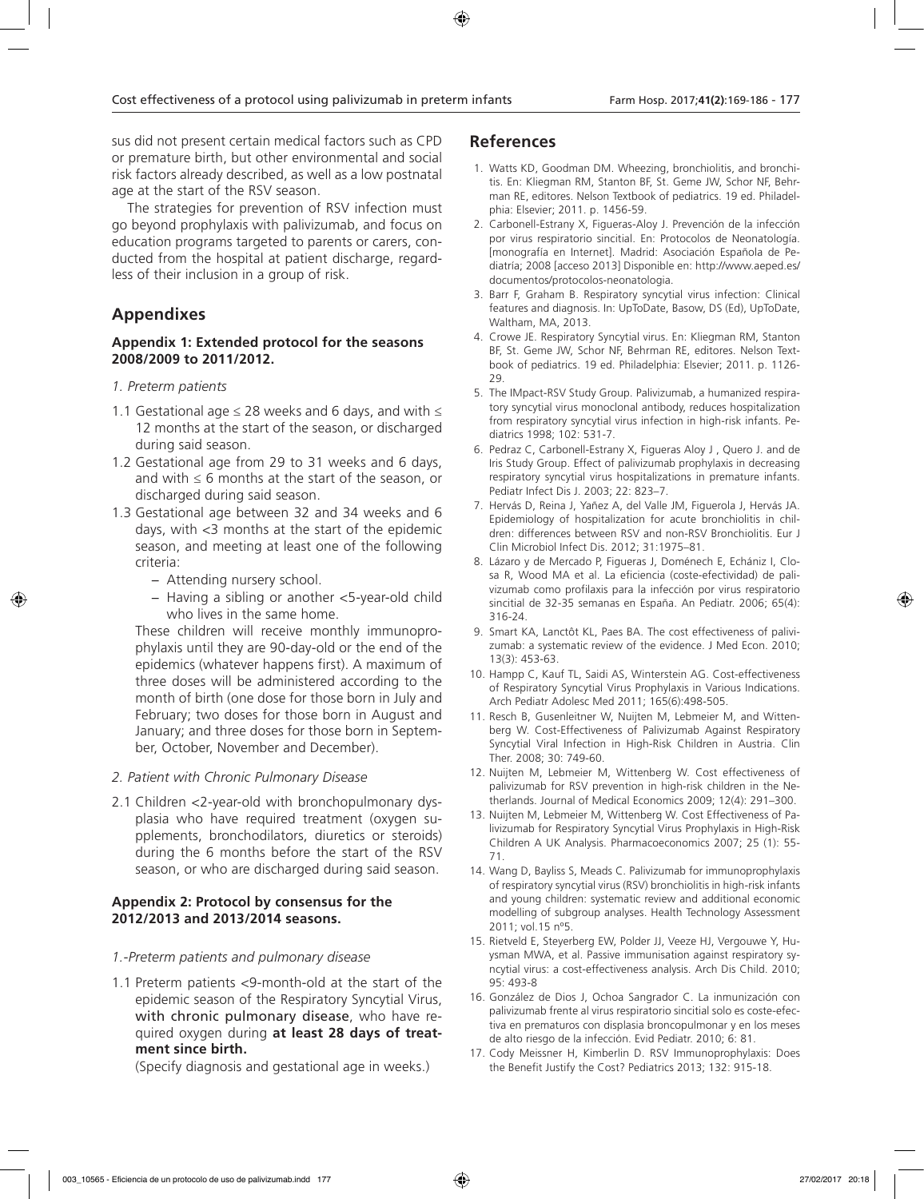sus did not present certain medical factors such as CPD or premature birth, but other environmental and social risk factors already described, as well as a low postnatal age at the start of the RSV season.

The strategies for prevention of RSV infection must go beyond prophylaxis with palivizumab, and focus on education programs targeted to parents or carers, conducted from the hospital at patient discharge, regardless of their inclusion in a group of risk.

## Appendixes

### Appendix 1: Extended protocol for the seasons 2008/2009 to 2011/2012.

*1. Preterm patients*

1.1 Gestational age ≤ 28 weeks and 6 days, and with ≤ 12 months at the start of the season, or discharged during said season.

1.2 Gestational age from 29 to 31 weeks and 6 days, and with ≤ 6 months at the start of the season, or discharged during said season.

1.3 Gestational age between 32 and 34 weeks and 6 days, with <3 months at the start of the epidemic season, and meeting at least one of the following criteria:
   - Attending nursery school.
   - Having a sibling or another <5-year-old child who lives in the same home.

   These children will receive monthly immunoprophylaxis until they are 90-day-old or the end of the epidemics (whatever happens first). A maximum of three doses will be administered according to the month of birth (one dose for those born in July and February; two doses for those born in August and January; and three doses for those born in September, October, November and December).

*2. Patient with Chronic Pulmonary Disease*

2.1 Children <2-year-old with bronchopulmonary dysplasia who have required treatment (oxygen supplements, bronchodilators, diuretics or steroids) during the 6 months before the start of the RSV season, or who are discharged during said season.

### Appendix 2: Protocol by consensus for the 2012/2013 and 2013/2014 seasons.

*1.-Preterm patients and pulmonary disease*

1.1 Preterm patients <9-month-old at the start of the epidemic season of the Respiratory Syncytial Virus, **with chronic pulmonary disease**, who have required oxygen during **at least 28 days of treatment since birth.**

   (Specify diagnosis and gestational age in weeks.)

## References

1. Watts KD, Goodman DM. Wheezing, bronchiolitis, and bronchitis. En: Kliegman RM, Stanton BF, St. Geme JW, Schor NF, Behrman RE, editores. Nelson Textbook of pediatrics. 19 ed. Philadelphia: Elsevier; 2011. p. 1456-59.
2. Carbonell-Estrany X, Figueras-Aloy J. Prevención de la infección por virus respiratorio sincitial. En: Protocolos de Neonatología. [monografía en Internet]. Madrid: Asociación Española de Pediatría; 2008 [acceso 2013] Disponible en: http://www.aeped.es/documentos/protocolos-neonatologia.
3. Barr F, Graham B. Respiratory syncytial virus infection: Clinical features and diagnosis. In: UpToDate, Basow, DS (Ed), UpToDate, Waltham, MA, 2013.
4. Crowe JE. Respiratory Syncytial virus. En: Kliegman RM, Stanton BF, St. Geme JW, Schor NF, Behrman RE, editores. Nelson Textbook of pediatrics. 19 ed. Philadelphia: Elsevier; 2011. p. 1126-29.
5. The IMpact-RSV Study Group. Palivizumab, a humanized respiratory syncytial virus monoclonal antibody, reduces hospitalization from respiratory syncytial virus infection in high-risk infants. Pediatrics 1998; 102: 531-7.
6. Pedraz C, Carbonell-Estrany X, Figueras Aloy J , Quero J. and de Iris Study Group. Effect of palivizumab prophylaxis in decreasing respiratory syncytial virus hospitalizations in premature infants. Pediatr Infect Dis J. 2003; 22: 823–7.
7. Hervás D, Reina J, Yañez A, del Valle JM, Figuerola J, Hervás JA. Epidemiology of hospitalization for acute bronchiolitis in children: differences between RSV and non-RSV Bronchiolitis. Eur J Clin Microbiol Infect Dis. 2012; 31:1975–81.
8. Lázaro y de Mercado P, Figueras J, Doménech E, Echániz I, Closa R, Wood MA et al. La eficiencia (coste-efectividad) de palivizumab como profilaxis para la infección por virus respiratorio sincitial de 32-35 semanas en España. An Pediatr. 2006; 65(4): 316-24.
9. Smart KA, Lanctôt KL, Paes BA. The cost effectiveness of palivizumab: a systematic review of the evidence. J Med Econ. 2010; 13(3): 453-63.
10. Hampp C, Kauf TL, Saidi AS, Winterstein AG. Cost-effectiveness of Respiratory Syncytial Virus Prophylaxis in Various Indications. Arch Pediatr Adolesc Med 2011; 165(6):498-505.
11. Resch B, Gusenleitner W, Nuijten M, Lebmeier M, and Wittenberg W. Cost-Effectiveness of Palivizumab Against Respiratory Syncytial Viral Infection in High-Risk Children in Austria. Clin Ther. 2008; 30: 749-60.
12. Nuijten M, Lebmeier M, Wittenberg W. Cost effectiveness of palivizumab for RSV prevention in high-risk children in the Netherlands. Journal of Medical Economics 2009; 12(4): 291–300.
13. Nuijten M, Lebmeier M, Wittenberg W. Cost Effectiveness of Palivizumab for Respiratory Syncytial Virus Prophylaxis in High-Risk Children A UK Analysis. Pharmacoeconomics 2007; 25 (1): 55-71.
14. Wang D, Bayliss S, Meads C. Palivizumab for immunoprophylaxis of respiratory syncytial virus (RSV) bronchiolitis in high-risk infants and young children: systematic review and additional economic modelling of subgroup analyses. Health Technology Assessment 2011; vol.15 nº5.
15. Rietveld E, Steyerberg EW, Polder JJ, Veeze HJ, Vergouwe Y, Huysman MWA, et al. Passive immunisation against respiratory syncytial virus: a cost-effectiveness analysis. Arch Dis Child. 2010; 95: 493-8
16. González de Dios J, Ochoa Sangrador C. La inmunización con palivizumab frente al virus respiratorio sincitial solo es coste-efectiva en prematuros con displasia broncopulmonar y en los meses de alto riesgo de la infección. Evid Pediatr. 2010; 6: 81.
17. Cody Meissner H, Kimberlin D. RSV Immunoprophylaxis: Does the Benefit Justify the Cost? Pediatrics 2013; 132: 915-18.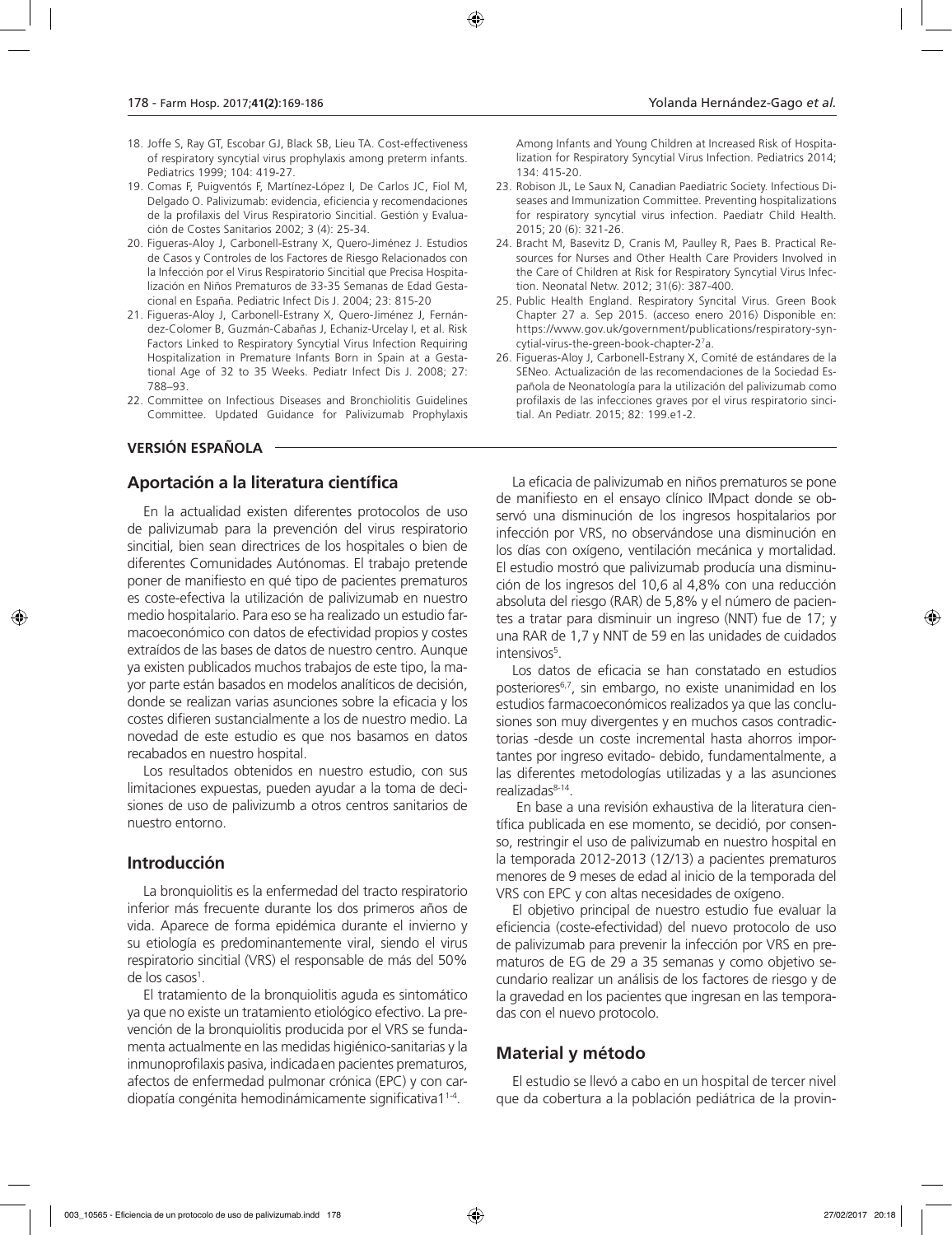18. Joffe S, Ray GT, Escobar GJ, Black SB, Lieu TA. Cost-effectiveness of respiratory syncytial virus prophylaxis among preterm infants. Pediatrics 1999; 104: 419-27.
19. Comas F, Puigventós F, Martínez-López I, De Carlos JC, Fiol M, Delgado O. Palivizumab: evidencia, eficiencia y recomendaciones de la profilaxis del Virus Respiratorio Sincitial. Gestión y Evaluación de Costes Sanitarios 2002; 3 (4): 25-34.
20. Figueras-Aloy J, Carbonell-Estrany X, Quero-Jiménez J. Estudios de Casos y Controles de los Factores de Riesgo Relacionados con la Infección por el Virus Respiratorio Sincitial que Precisa Hospitalización en Niños Prematuros de 33-35 Semanas de Edad Gestacional en España. Pediatric Infect Dis J. 2004; 23: 815-20
21. Figueras-Aloy J, Carbonell-Estrany X, Quero-Jiménez J, Fernández-Colomer B, Guzmán-Cabañas J, Echaniz-Urcelay I, et al. Risk Factors Linked to Respiratory Syncytial Virus Infection Requiring Hospitalization in Premature Infants Born in Spain at a Gestational Age of 32 to 35 Weeks. Pediatr Infect Dis J. 2008; 27: 788–93.
22. Committee on Infectious Diseases and Bronchiolitis Guidelines Committee. Updated Guidance for Palivizumab Prophylaxis Among Infants and Young Children at Increased Risk of Hospitalization for Respiratory Syncytial Virus Infection. Pediatrics 2014; 134: 415-20.
23. Robison JL, Le Saux N, Canadian Paediatric Society. Infectious Diseases and Immunization Committee. Preventing hospitalizations for respiratory syncytial virus infection. Paediatr Child Health. 2015; 20 (6): 321-26.
24. Bracht M, Basevitz D, Cranis M, Paulley R, Paes B. Practical Resources for Nurses and Other Health Care Providers Involved in the Care of Children at Risk for Respiratory Syncytial Virus Infection. Neonatal Netw. 2012; 31(6): 387-400.
25. Public Health England. Respiratory Syncital Virus. Green Book Chapter 27 a. Sep 2015. (acceso enero 2016) Disponible en: https://www.gov.uk/government/publications/respiratory-syncytial-virus-the-green-book-chapter-27a.
26. Figueras-Aloy J, Carbonell-Estrany X, Comité de estándares de la SENeo. Actualización de las recomendaciones de la Sociedad Española de Neonatología para la utilización del palivizumab como profilaxis de las infecciones graves por el virus respiratorio sincitial. An Pediatr. 2015; 82: 199.e1-2.

**VERSIÓN ESPAÑOLA**

## Aportación a la literatura científica

En la actualidad existen diferentes protocolos de uso de palivizumab para la prevención del virus respiratorio sincitial, bien sean directrices de los hospitales o bien de diferentes Comunidades Autónomas. El trabajo pretende poner de manifiesto en qué tipo de pacientes prematuros es coste-efectiva la utilización de palivizumab en nuestro medio hospitalario. Para eso se ha realizado un estudio farmacoeconómico con datos de efectividad propios y costes extraídos de las bases de datos de nuestro centro. Aunque ya existen publicados muchos trabajos de este tipo, la mayor parte están basados en modelos analíticos de decisión, donde se realizan varias asunciones sobre la eficacia y los costes difieren sustancialmente a los de nuestro medio. La novedad de este estudio es que nos basamos en datos recabados en nuestro hospital.

Los resultados obtenidos en nuestro estudio, con sus limitaciones expuestas, pueden ayudar a la toma de decisiones de uso de palivizumb a otros centros sanitarios de nuestro entorno.

## Introducción

La bronquiolitis es la enfermedad del tracto respiratorio inferior más frecuente durante los dos primeros años de vida. Aparece de forma epidémica durante el invierno y su etiología es predominantemente viral, siendo el virus respiratorio sincitial (VRS) el responsable de más del 50% de los casos[1].

El tratamiento de la bronquiolitis aguda es sintomático ya que no existe un tratamiento etiológico efectivo. La prevención de la bronquiolitis producida por el VRS se fundamenta actualmente en las medidas higiénico-sanitarias y la inmunoprofilaxis pasiva, indicada en pacientes prematuros, afectos de enfermedad pulmonar crónica (EPC) y con cardiopatía congénita hemodinámicamente significativa1[1-4].

La eficacia de palivizumab en niños prematuros se pone de manifiesto en el ensayo clínico IMpact donde se observó una disminución de los ingresos hospitalarios por infección por VRS, no observándose una disminución en los días con oxígeno, ventilación mecánica y mortalidad. El estudio mostró que palivizumab producía una disminución de los ingresos del 10,6 al 4,8% con una reducción absoluta del riesgo (RAR) de 5,8% y el número de pacientes a tratar para disminuir un ingreso (NNT) fue de 17; y una RAR de 1,7 y NNT de 59 en las unidades de cuidados intensivos[5].

Los datos de eficacia se han constatado en estudios posteriores[6,7], sin embargo, no existe unanimidad en los estudios farmacoeconómicos realizados ya que las conclusiones son muy divergentes y en muchos casos contradictorias -desde un coste incremental hasta ahorros importantes por ingreso evitado- debido, fundamentalmente, a las diferentes metodologías utilizadas y a las asunciones realizadas[8-14].

En base a una revisión exhaustiva de la literatura científica publicada en ese momento, se decidió, por consenso, restringir el uso de palivizumab en nuestro hospital en la temporada 2012-2013 (12/13) a pacientes prematuros menores de 9 meses de edad al inicio de la temporada del VRS con EPC y con altas necesidades de oxígeno.

El objetivo principal de nuestro estudio fue evaluar la eficiencia (coste-efectividad) del nuevo protocolo de uso de palivizumab para prevenir la infección por VRS en prematuros de EG de 29 a 35 semanas y como objetivo secundario realizar un análisis de los factores de riesgo y de la gravedad en los pacientes que ingresan en las temporadas con el nuevo protocolo.

## Material y método

El estudio se llevó a cabo en un hospital de tercer nivel que da cobertura a la población pediátrica de la provin-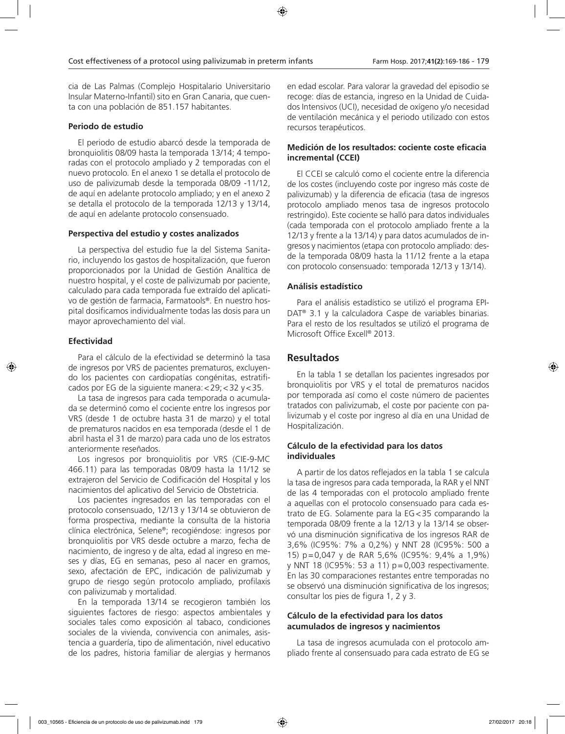cia de Las Palmas (Complejo Hospitalario Universitario Insular Materno-Infantil) sito en Gran Canaria, que cuenta con una población de 851.157 habitantes.

### Periodo de estudio

El periodo de estudio abarcó desde la temporada de bronquiolitis 08/09 hasta la temporada 13/14; 4 temporadas con el protocolo ampliado y 2 temporadas con el nuevo protocolo. En el anexo 1 se detalla el protocolo de uso de palivizumab desde la temporada 08/09 -11/12, de aquí en adelante protocolo ampliado; y en el anexo 2 se detalla el protocolo de la temporada 12/13 y 13/14, de aquí en adelante protocolo consensuado.

### Perspectiva del estudio y costes analizados

La perspectiva del estudio fue la del Sistema Sanitario, incluyendo los gastos de hospitalización, que fueron proporcionados por la Unidad de Gestión Analítica de nuestro hospital, y el coste de palivizumab por paciente, calculado para cada temporada fue extraído del aplicativo de gestión de farmacia, Farmatools®. En nuestro hospital dosificamos individualmente todas las dosis para un mayor aprovechamiento del vial.

### Efectividad

Para el cálculo de la efectividad se determinó la tasa de ingresos por VRS de pacientes prematuros, excluyendo los pacientes con cardiopatías congénitas, estratificados por EG de la siguiente manera: <29; <32 y <35.

La tasa de ingresos para cada temporada o acumulada se determinó como el cociente entre los ingresos por VRS (desde 1 de octubre hasta 31 de marzo) y el total de prematuros nacidos en esa temporada (desde el 1 de abril hasta el 31 de marzo) para cada uno de los estratos anteriormente reseñados.

Los ingresos por bronquiolitis por VRS (CIE-9-MC 466.11) para las temporadas 08/09 hasta la 11/12 se extrajeron del Servicio de Codificación del Hospital y los nacimientos del aplicativo del Servicio de Obstetricia.

Los pacientes ingresados en las temporadas con el protocolo consensuado, 12/13 y 13/14 se obtuvieron de forma prospectiva, mediante la consulta de la historia clínica electrónica, Selene®; recogiéndose: ingresos por bronquiolitis por VRS desde octubre a marzo, fecha de nacimiento, de ingreso y de alta, edad al ingreso en meses y días, EG en semanas, peso al nacer en gramos, sexo, afectación de EPC, indicación de palivizumab y grupo de riesgo según protocolo ampliado, profilaxis con palivizumab y mortalidad.

En la temporada 13/14 se recogieron también los siguientes factores de riesgo: aspectos ambientales y sociales tales como exposición al tabaco, condiciones sociales de la vivienda, convivencia con animales, asistencia a guardería, tipo de alimentación, nivel educativo de los padres, historia familiar de alergias y hermanos en edad escolar. Para valorar la gravedad del episodio se recoge: días de estancia, ingreso en la Unidad de Cuidados Intensivos (UCI), necesidad de oxígeno y/o necesidad de ventilación mecánica y el periodo utilizado con estos recursos terapéuticos.

### Medición de los resultados: cociente coste eficacia incremental (CCEI)

El CCEI se calculó como el cociente entre la diferencia de los costes (incluyendo coste por ingreso más coste de palivizumab) y la diferencia de eficacia (tasa de ingresos protocolo ampliado menos tasa de ingresos protocolo restringido). Este cociente se halló para datos individuales (cada temporada con el protocolo ampliado frente a la 12/13 y frente a la 13/14) y para datos acumulados de ingresos y nacimientos (etapa con protocolo ampliado: desde la temporada 08/09 hasta la 11/12 frente a la etapa con protocolo consensuado: temporada 12/13 y 13/14).

### Análisis estadístico

Para el análisis estadístico se utilizó el programa EPIDAT® 3.1 y la calculadora Caspe de variables binarias. Para el resto de los resultados se utilizó el programa de Microsoft Office Excel® 2013.

## Resultados

En la tabla 1 se detallan los pacientes ingresados por bronquiolitis por VRS y el total de prematuros nacidos por temporada así como el coste número de pacientes tratados con palivizumab, el coste por paciente con palivizumab y el coste por ingreso al día en una Unidad de Hospitalización.

### Cálculo de la efectividad para los datos individuales

A partir de los datos reflejados en la tabla 1 se calcula la tasa de ingresos para cada temporada, la RAR y el NNT de las 4 temporadas con el protocolo ampliado frente a aquellas con el protocolo consensuado para cada estrato de EG. Solamente para la EG<35 comparando la temporada 08/09 frente a la 12/13 y la 13/14 se observó una disminución significativa de los ingresos RAR de 3,6% (IC95%: 7% a 0,2%) y NNT 28 (IC95%: 500 a 15) p=0,047 y de RAR 5,6% (IC95%: 9,4% a 1,9%) y NNT 18 (IC95%: 53 a 11) p=0,003 respectivamente. En las 30 comparaciones restantes entre temporadas no se observó una disminución significativa de los ingresos; consultar los pies de figura 1, 2 y 3.

### Cálculo de la efectividad para los datos acumulados de ingresos y nacimientos

La tasa de ingresos acumulada con el protocolo ampliado frente al consensuado para cada estrato de EG se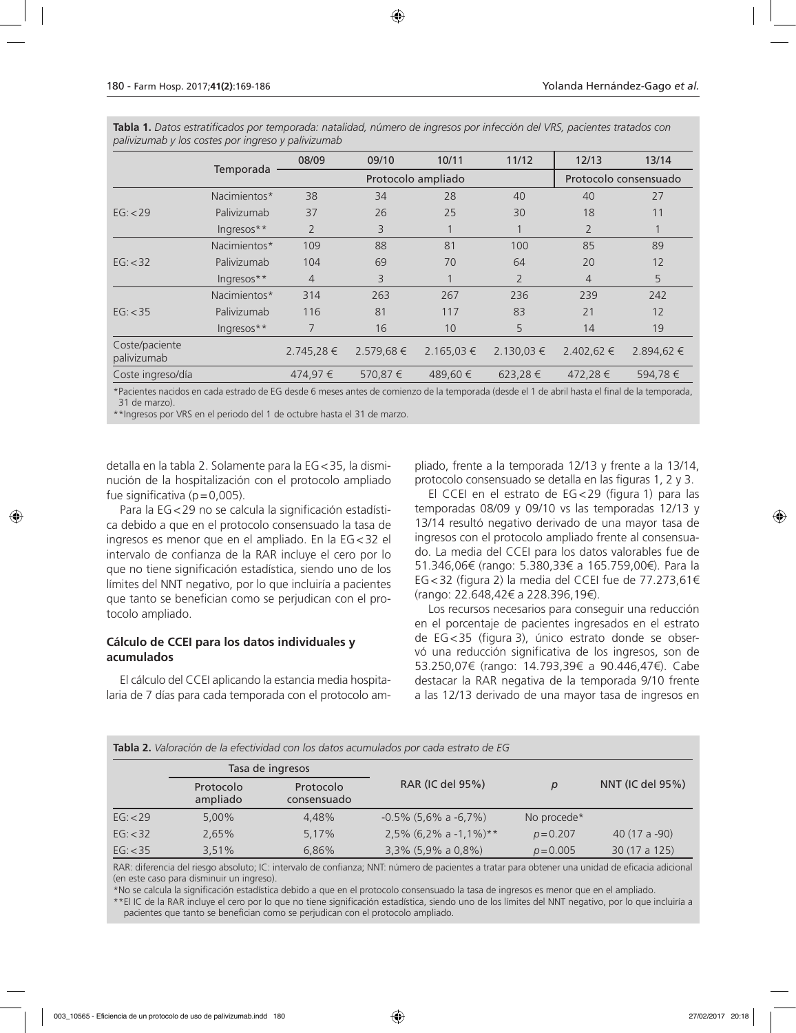**Tabla 1.** *Datos estratificados por temporada: natalidad, número de ingresos por infección del VRS, pacientes tratados con palivizumab y los costes por ingreso y palivizumab*

| | Temporada | 08/09 | 09/10 | 10/11 | 11/12 | 12/13 | 13/14 |
|---|---|---|---|---|---|---|---|
| | | Protocolo ampliado | | | | Protocolo consensuado | |
| EG: <29 | Nacimientos* | 38 | 34 | 28 | 40 | 40 | 27 |
| | Palivizumab | 37 | 26 | 25 | 30 | 18 | 11 |
| | Ingresos** | 2 | 3 | 1 | 1 | 2 | 1 |
| EG: <32 | Nacimientos* | 109 | 88 | 81 | 100 | 85 | 89 |
| | Palivizumab | 104 | 69 | 70 | 64 | 20 | 12 |
| | Ingresos** | 4 | 3 | 1 | 2 | 4 | 5 |
| EG: <35 | Nacimientos* | 314 | 263 | 267 | 236 | 239 | 242 |
| | Palivizumab | 116 | 81 | 117 | 83 | 21 | 12 |
| | Ingresos** | 7 | 16 | 10 | 5 | 14 | 19 |
| Coste/paciente palivizumab | | 2.745,28 € | 2.579,68 € | 2.165,03 € | 2.130,03 € | 2.402,62 € | 2.894,62 € |
| Coste ingreso/día | | 474,97 € | 570,87 € | 489,60 € | 623,28 € | 472,28 € | 594,78 € |

*Pacientes nacidos en cada estrado de EG desde 6 meses antes de comienzo de la temporada (desde el 1 de abril hasta el final de la temporada, 31 de marzo).
**Ingresos por VRS en el periodo del 1 de octubre hasta el 31 de marzo.

detalla en la tabla 2. Solamente para la EG<35, la disminución de la hospitalización con el protocolo ampliado fue significativa (p=0,005).

Para la EG<29 no se calcula la significación estadística debido a que en el protocolo consensuado la tasa de ingresos es menor que en el ampliado. En la EG<32 el intervalo de confianza de la RAR incluye el cero por lo que no tiene significación estadística, siendo uno de los límites del NNT negativo, por lo que incluiría a pacientes que tanto se benefician como se perjudican con el protocolo ampliado.

### Cálculo de CCEI para los datos individuales y acumulados

El cálculo del CCEI aplicando la estancia media hospitalaria de 7 días para cada temporada con el protocolo ampliado, frente a la temporada 12/13 y frente a la 13/14, protocolo consensuado se detalla en las figuras 1, 2 y 3.

El CCEI en el estrato de EG<29 (figura 1) para las temporadas 08/09 y 09/10 vs las temporadas 12/13 y 13/14 resultó negativo derivado de una mayor tasa de ingresos con el protocolo ampliado frente al consensuado. La media del CCEI para los datos valorables fue de 51.346,06€ (rango: 5.380,33€ a 165.759,00€). Para la EG<32 (figura 2) la media del CCEI fue de 77.273,61€ (rango: 22.648,42€ a 228.396,19€).

Los recursos necesarios para conseguir una reducción en el porcentaje de pacientes ingresados en el estrato de EG<35 (figura 3), único estrato donde se observó una reducción significativa de los ingresos, son de 53.250,07€ (rango: 14.793,39€ a 90.446,47€). Cabe destacar la RAR negativa de la temporada 9/10 frente a las 12/13 derivado de una mayor tasa de ingresos en

**Tabla 2.** *Valoración de la efectividad con los datos acumulados por cada estrato de EG*

| | Tasa de ingresos | | RAR (IC del 95%) | *p* | NNT (IC del 95%) |
|---|---|---|---|---|---|
| | Protocolo ampliado | Protocolo consensuado | | | |
| EG: <29 | 5,00% | 4,48% | -0.5% (5,6% a -6,7%) | No procede* | |
| EG: <32 | 2,65% | 5,17% | 2,5% (6,2% a -1,1%)** | *p*=0.207 | 40 (17 a -90) |
| EG: <35 | 3,51% | 6,86% | 3,3% (5,9% a 0,8%) | *p*=0.005 | 30 (17 a 125) |

RAR: diferencia del riesgo absoluto; IC: intervalo de confianza; NNT: número de pacientes a tratar para obtener una unidad de eficacia adicional (en este caso para disminuir un ingreso).
*No se calcula la significación estadística debido a que en el protocolo consensuado la tasa de ingresos es menor que en el ampliado.
**El IC de la RAR incluye el cero por lo que no tiene significación estadística, siendo uno de los límites del NNT negativo, por lo que incluiría a pacientes que tanto se benefician como se perjudican con el protocolo ampliado.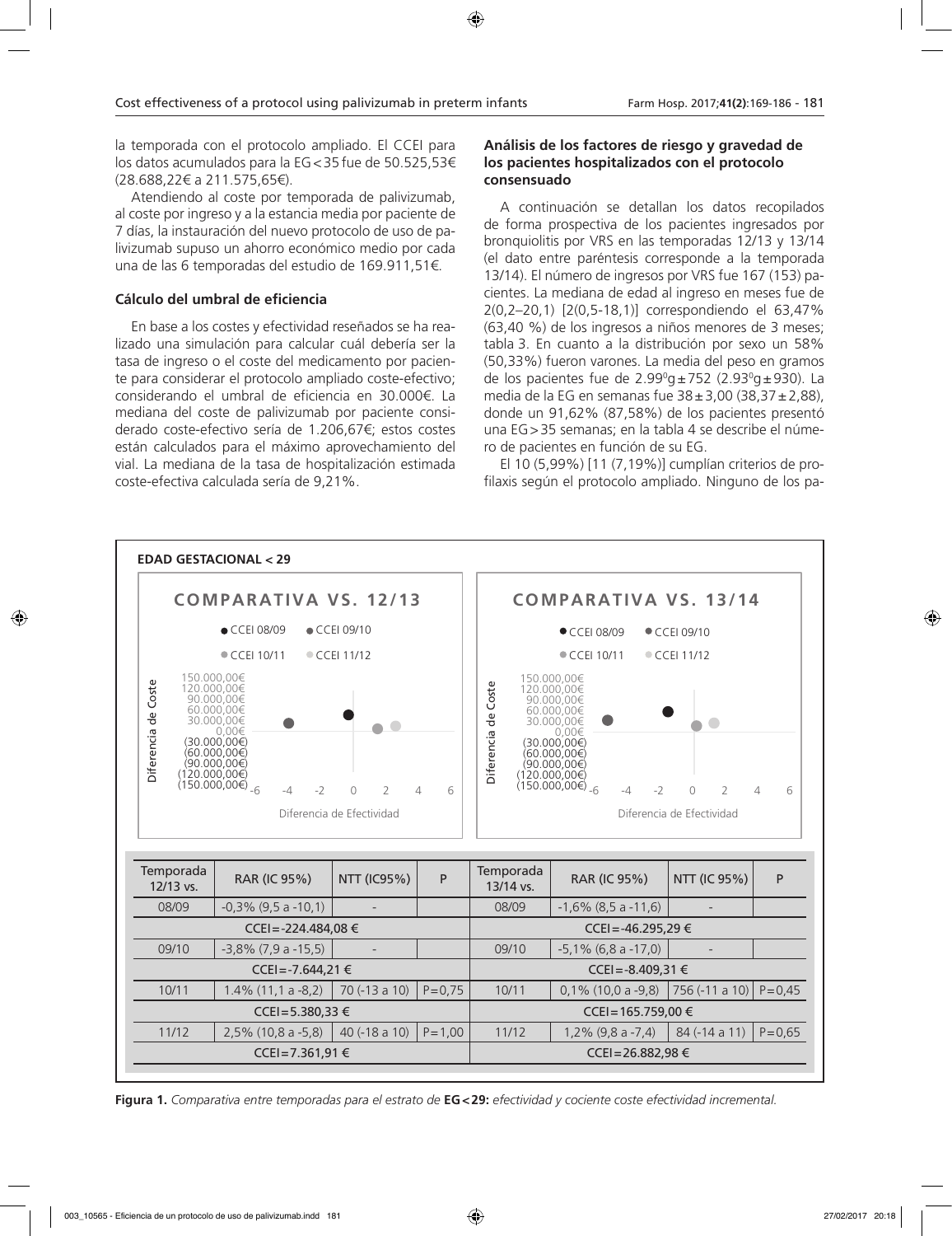la temporada con el protocolo ampliado. El CCEI para los datos acumulados para la EG<35 fue de 50.525,53€ (28.688,22€ a 211.575,65€).

Atendiendo al coste por temporada de palivizumab, al coste por ingreso y a la estancia media por paciente de 7 días, la instauración del nuevo protocolo de uso de palivizumab supuso un ahorro económico medio por cada una de las 6 temporadas del estudio de 169.911,51€.

### Cálculo del umbral de eficiencia

En base a los costes y efectividad reseñados se ha realizado una simulación para calcular cuál debería ser la tasa de ingreso o el coste del medicamento por paciente para considerar el protocolo ampliado coste-efectivo; considerando el umbral de eficiencia en 30.000€. La mediana del coste de palivizumab por paciente considerado coste-efectivo sería de 1.206,67€; estos costes están calculados para el máximo aprovechamiento del vial. La mediana de la tasa de hospitalización estimada coste-efectiva calculada sería de 9,21%.

### Análisis de los factores de riesgo y gravedad de los pacientes hospitalizados con el protocolo consensuado

A continuación se detallan los datos recopilados de forma prospectiva de los pacientes ingresados por bronquiolitis por VRS en las temporadas 12/13 y 13/14 (el dato entre paréntesis corresponde a la temporada 13/14). El número de ingresos por VRS fue 167 (153) pacientes. La mediana de edad al ingreso en meses fue de 2(0,2–20,1) [2(0,5-18,1)] correspondiendo el 63,47% (63,40 %) de los ingresos a niños menores de 3 meses; tabla 3. En cuanto a la distribución por sexo un 58% (50,33%) fueron varones. La media del peso en gramos de los pacientes fue de 2.99⁰g±752 (2.93⁰g±930). La media de la EG en semanas fue 38±3,00 (38,37±2,88), donde un 91,62% (87,58%) de los pacientes presentó una EG>35 semanas; en la tabla 4 se describe el número de pacientes en función de su EG.

El 10 (5,99%) [11 (7,19%)] cumplían criterios de profilaxis según el protocolo ampliado. Ninguno de los pa-

**EDAD GESTACIONAL < 29**

**COMPARATIVA VS. 12/13**

● CCEI 08/09 ● CCEI 09/10 ● CCEI 10/11 ● CCEI 11/12

Diferencia de Coste: 150.000,00€; 120.000,00€; 90.000,00€; 60.000,00€; 30.000,00€; 0,00€; (30.000,00€); (60.000,00€); (90.000,00€); (120.000,00€); (150.000,00€)

Diferencia de Efectividad: -6; -4; -2; 0; 2; 4; 6

**COMPARATIVA VS. 13/14**

● CCEI 08/09 ● CCEI 09/10 ● CCEI 10/11 ● CCEI 11/12

Diferencia de Coste: 150.000,00€; 120.000,00€; 90.000,00€; 60.000,00€; 30.000,00€; 0,00€; (30.000,00€); (60.000,00€); (90.000,00€); (120.000,00€); (150.000,00€)

Diferencia de Efectividad: -6; -4; -2; 0; 2; 4; 6

| Temporada 12/13 vs. | RAR (IC 95%) | NTT (IC95%) | P | Temporada 13/14 vs. | RAR (IC 95%) | NTT (IC 95%) | P |
|---|---|---|---|---|---|---|---|
| 08/09 | -0,3% (9,5 a -10,1) | - | | 08/09 | -1,6% (8,5 a -11,6) | - | |
| CCEI=-224.484,08 € | | | | CCEI=-46.295,29 € | | | |
| 09/10 | -3,8% (7,9 a -15,5) | - | | 09/10 | -5,1% (6,8 a -17,0) | - | |
| CCEI=-7.644,21 € | | | | CCEI=-8.409,31 € | | | |
| 10/11 | 1.4% (11,1 a -8,2) | 70 (-13 a 10) | P=0,75 | 10/11 | 0,1% (10,0 a -9,8) | 756 (-11 a 10) | P=0,45 |
| CCEI=5.380,33 € | | | | CCEI=165.759,00 € | | | |
| 11/12 | 2,5% (10,8 a -5,8) | 40 (-18 a 10) | P=1,00 | 11/12 | 1,2% (9,8 a -7,4) | 84 (-14 a 11) | P=0,65 |
| CCEI=7.361,91 € | | | | CCEI=26.882,98 € | | | |

**Figura 1.** *Comparativa entre temporadas para el estrato de* **EG<29:** *efectividad y cociente coste efectividad incremental.*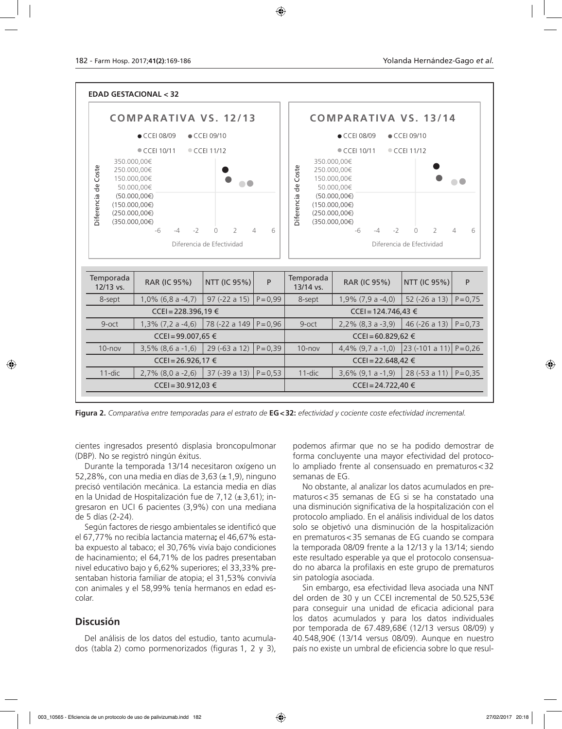**EDAD GESTACIONAL < 32**

| Temporada 12/13 vs. | RAR (IC 95%) | NTT (IC 95%) | P | Temporada 13/14 vs. | RAR (IC 95%) | NTT (IC 95%) | P |
|---|---|---|---|---|---|---|---|
| 8-sept | 1,0% (6,8 a -4,7) | 97 (-22 a 15) | P=0,99 | 8-sept | 1,9% (7,9 a -4,0) | 52 (-26 a 13) | P=0,75 |
| CCEI=228.396,19 € | | | | CCEI=124.746,43 € | | | |
| 9-oct | 1,3% (7,2 a -4,6) | 78 (-22 a 149 | P=0,96 | 9-oct | 2,2% (8,3 a -3,9) | 46 (-26 a 13) | P=0,73 |
| CCEI=99.007,65 € | | | | CCEI=60.829,62 € | | | |
| 10-nov | 3,5% (8,6 a -1,6) | 29 (-63 a 12) | P=0,39 | 10-nov | 4,4% (9,7 a -1,0) | 23 (-101 a 11) | P=0,26 |
| CCEI=26.926,17 € | | | | CCEI=22.648,42 € | | | |
| 11-dic | 2,7% (8,0 a -2,6) | 37 (-39 a 13) | P=0,53 | 11-dic | 3,6% (9,1 a -1,9) | 28 (-53 a 11) | P=0,35 |
| CCEI=30.912,03 € | | | | CCEI=24.722,40 € | | | |

**Figura 2.** *Comparativa entre temporadas para el estrato de* **EG<32:** *efectividad y cociente coste efectividad incremental.*

cientes ingresados presentó displasia broncopulmonar (DBP). No se registró ningún éxitus.

Durante la temporada 13/14 necesitaron oxígeno un 52,28%, con una media en días de 3,63 (±1,9), ninguno precisó ventilación mecánica. La estancia media en días en la Unidad de Hospitalización fue de 7,12 (±3,61); ingresaron en UCI 6 pacientes (3,9%) con una mediana de 5 días (2-24).

Según factores de riesgo ambientales se identificó que el 67,77% no recibía lactancia materna**;** el 46,67% estaba expuesto al tabaco; el 30,76% vivía bajo condiciones de hacinamiento; el 64,71% de los padres presentaban nivel educativo bajo y 6,62% superiores; el 33,33% presentaban historia familiar de atopia; el 31,53% convivía con animales y el 58,99% tenía hermanos en edad escolar.

## Discusión

Del análisis de los datos del estudio, tanto acumulados (tabla 2) como pormenorizados (figuras 1, 2 y 3), podemos afirmar que no se ha podido demostrar de forma concluyente una mayor efectividad del protocolo ampliado frente al consensuado en prematuros<32 semanas de EG.

No obstante, al analizar los datos acumulados en prematuros<35 semanas de EG si se ha constatado una una disminución significativa de la hospitalización con el protocolo ampliado. En el análisis individual de los datos solo se objetivó una disminución de la hospitalización en prematuros<35 semanas de EG cuando se compara la temporada 08/09 frente a la 12/13 y la 13/14; siendo este resultado esperable ya que el protocolo consensuado no abarca la profilaxis en este grupo de prematuros sin patología asociada.

Sin embargo, esa efectividad lleva asociada una NNT del orden de 30 y un CCEI incremental de 50.525,53€ para conseguir una unidad de eficacia adicional para los datos acumulados y para los datos individuales por temporada de 67.489,68€ (12/13 versus 08/09) y 40.548,90€ (13/14 versus 08/09). Aunque en nuestro país no existe un umbral de eficiencia sobre lo que resul-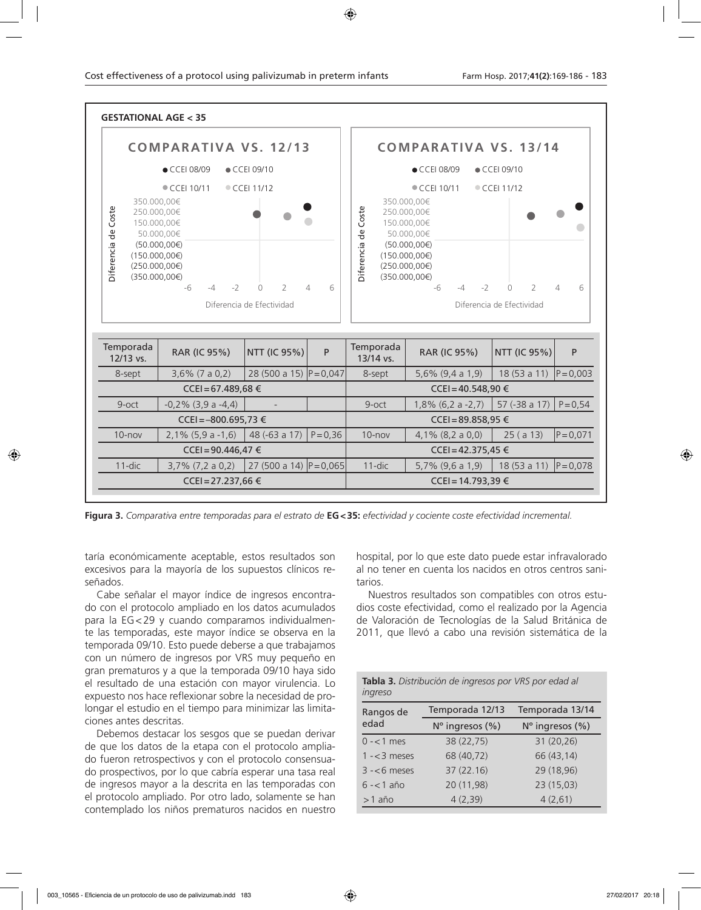**GESTATIONAL AGE < 35**

| Temporada 12/13 vs. | RAR (IC 95%) | NTT (IC 95%) | P | Temporada 13/14 vs. | RAR (IC 95%) | NTT (IC 95%) | P |
|---|---|---|---|---|---|---|---|
| 8-sept | 3,6% (7 a 0,2) | 28 (500 a 15) | P=0,047 | 8-sept | 5,6% (9,4 a 1,9) | 18 (53 a 11) | P=0,003 |
| CCEI=67.489,68 € | | | | CCEI=40.548,90 € | | | |
| 9-oct | -0,2% (3,9 a -4,4) | - | | 9-oct | 1,8% (6,2 a -2,7) | 57 (-38 a 17) | P=0,54 |
| CCEI=–800.695,73 € | | | | CCEI=89.858,95 € | | | |
| 10-nov | 2,1% (5,9 a -1,6) | 48 (-63 a 17) | P=0,36 | 10-nov | 4,1% (8,2 a 0,0) | 25 ( a 13) | P=0,071 |
| CCEI=90.446,47 € | | | | CCEI=42.375,45 € | | | |
| 11-dic | 3,7% (7,2 a 0,2) | 27 (500 a 14) | P=0,065 | 11-dic | 5,7% (9,6 a 1,9) | 18 (53 a 11) | P=0,078 |
| CCEI=27.237,66 € | | | | CCEI=14.793,39 € | | | |

**Figura 3.** *Comparativa entre temporadas para el estrato de* **EG<35:** *efectividad y cociente coste efectividad incremental.*

taría económicamente aceptable, estos resultados son excesivos para la mayoría de los supuestos clínicos reseñados.

Cabe señalar el mayor índice de ingresos encontrado con el protocolo ampliado en los datos acumulados para la EG<29 y cuando comparamos individualmente las temporadas, este mayor índice se observa en la temporada 09/10. Esto puede deberse a que trabajamos con un número de ingresos por VRS muy pequeño en gran prematuros y a que la temporada 09/10 haya sido el resultado de una estación con mayor virulencia. Lo expuesto nos hace reflexionar sobre la necesidad de prolongar el estudio en el tiempo para minimizar las limitaciones antes descritas.

Debemos destacar los sesgos que se puedan derivar de que los datos de la etapa con el protocolo ampliado fueron retrospectivos y con el protocolo consensuado prospectivos, por lo que cabría esperar una tasa real de ingresos mayor a la descrita en las temporadas con el protocolo ampliado. Por otro lado, solamente se han contemplado los niños prematuros nacidos en nuestro hospital, por lo que este dato puede estar infravalorado al no tener en cuenta los nacidos en otros centros sanitarios.

Nuestros resultados son compatibles con otros estudios coste efectividad, como el realizado por la Agencia de Valoración de Tecnologías de la Salud Británica de 2011, que llevó a cabo una revisión sistemática de la

**Tabla 3.** *Distribución de ingresos por VRS por edad al ingreso*

| Rangos de edad | Temporada 12/13 | Temporada 13/14 |
|---|---|---|
| | Nº ingresos (%) | Nº ingresos (%) |
| 0 -<1 mes | 38 (22,75) | 31 (20,26) |
| 1 -<3 meses | 68 (40,72) | 66 (43,14) |
| 3 -<6 meses | 37 (22.16) | 29 (18,96) |
| 6 -<1 año | 20 (11,98) | 23 (15,03) |
| >1 año | 4 (2,39) | 4 (2,61) |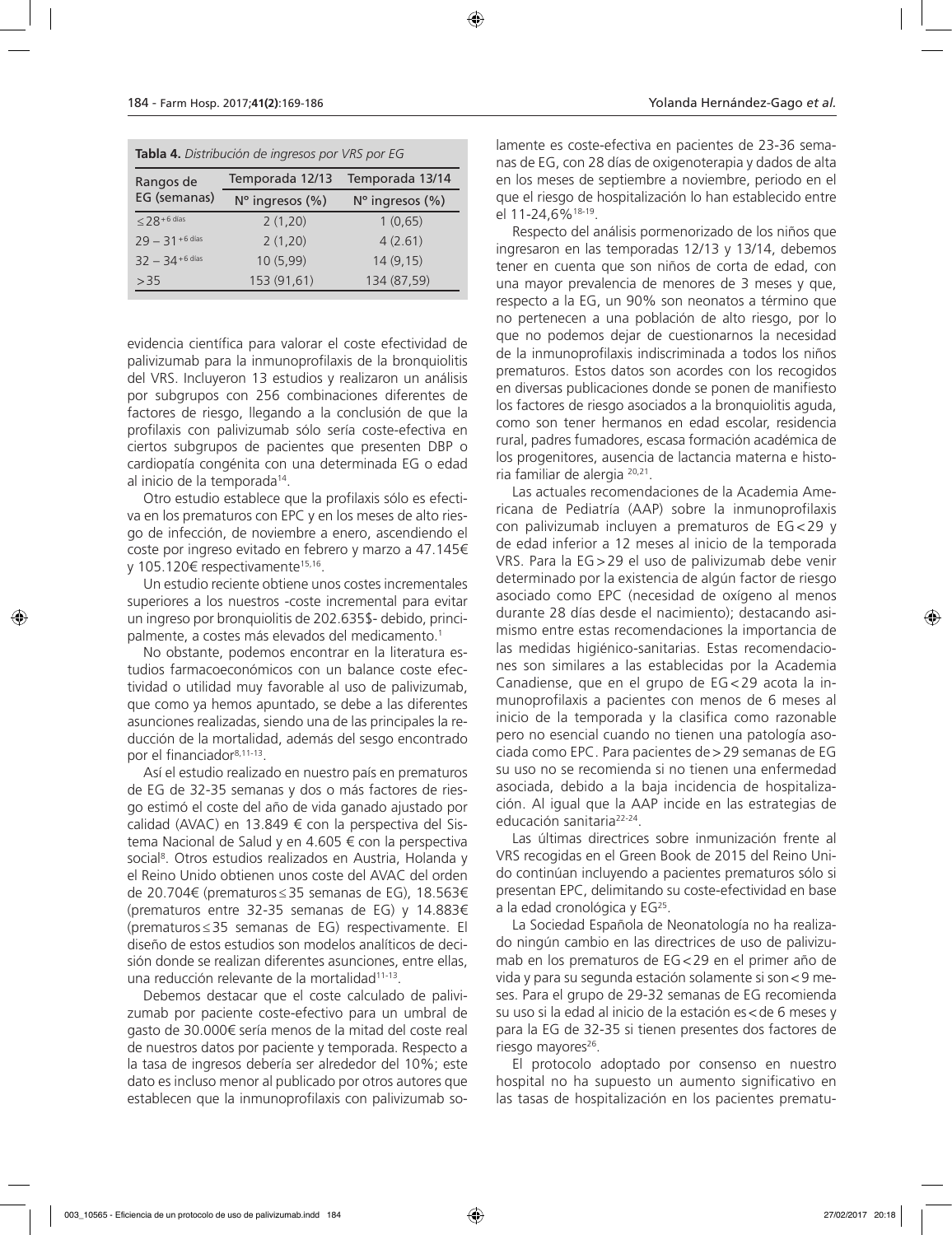**Tabla 4.** *Distribución de ingresos por VRS por EG*

| Rangos de EG (semanas) | Temporada 12/13 | Temporada 13/14 |
|---|---|---|
| | Nº ingresos (%) | Nº ingresos (%) |
| ≤28$^{+6\ días}$ | 2 (1,20) | 1 (0,65) |
| 29 – 31$^{+6\ días}$ | 2 (1,20) | 4 (2.61) |
| 32 – 34$^{+6\ días}$ | 10 (5,99) | 14 (9,15) |
| >35 | 153 (91,61) | 134 (87,59) |

evidencia científica para valorar el coste efectividad de palivizumab para la inmunoprofilaxis de la bronquiolitis del VRS. Incluyeron 13 estudios y realizaron un análisis por subgrupos con 256 combinaciones diferentes de factores de riesgo, llegando a la conclusión de que la profilaxis con palivizumab sólo sería coste-efectiva en ciertos subgrupos de pacientes que presenten DBP o cardiopatía congénita con una determinada EG o edad al inicio de la temporada[14].

Otro estudio establece que la profilaxis sólo es efectiva en los prematuros con EPC y en los meses de alto riesgo de infección, de noviembre a enero, ascendiendo el coste por ingreso evitado en febrero y marzo a 47.145€ y 105.120€ respectivamente[15,16].

Un estudio reciente obtiene unos costes incrementales superiores a los nuestros -coste incremental para evitar un ingreso por bronquiolitis de 202.635$- debido, principalmente, a costes más elevados del medicamento.[1]

No obstante, podemos encontrar en la literatura estudios farmacoeconómicos con un balance coste efectividad o utilidad muy favorable al uso de palivizumab, que como ya hemos apuntado, se debe a las diferentes asunciones realizadas, siendo una de las principales la reducción de la mortalidad, además del sesgo encontrado por el financiador[8,11-13].

Así el estudio realizado en nuestro país en prematuros de EG de 32-35 semanas y dos o más factores de riesgo estimó el coste del año de vida ganado ajustado por calidad (AVAC) en 13.849 € con la perspectiva del Sistema Nacional de Salud y en 4.605 € con la perspectiva social[8]. Otros estudios realizados en Austria, Holanda y el Reino Unido obtienen unos coste del AVAC del orden de 20.704€ (prematuros≤35 semanas de EG), 18.563€ (prematuros entre 32-35 semanas de EG) y 14.883€ (prematuros≤35 semanas de EG) respectivamente. El diseño de estos estudios son modelos analíticos de decisión donde se realizan diferentes asunciones, entre ellas, una reducción relevante de la mortalidad[11-13].

Debemos destacar que el coste calculado de palivizumab por paciente coste-efectivo para un umbral de gasto de 30.000€ sería menos de la mitad del coste real de nuestros datos por paciente y temporada. Respecto a la tasa de ingresos debería ser alrededor del 10%; este dato es incluso menor al publicado por otros autores que establecen que la inmunoprofilaxis con palivizumab solamente es coste-efectiva en pacientes de 23-36 semanas de EG, con 28 días de oxigenoterapia y dados de alta en los meses de septiembre a noviembre, periodo en el que el riesgo de hospitalización lo han establecido entre el 11-24,6%[18-19].

Respecto del análisis pormenorizado de los niños que ingresaron en las temporadas 12/13 y 13/14, debemos tener en cuenta que son niños de corta de edad, con una mayor prevalencia de menores de 3 meses y que, respecto a la EG, un 90% son neonatos a término que no pertenecen a una población de alto riesgo, por lo que no podemos dejar de cuestionarnos la necesidad de la inmunoprofilaxis indiscriminada a todos los niños prematuros. Estos datos son acordes con los recogidos en diversas publicaciones donde se ponen de manifiesto los factores de riesgo asociados a la bronquiolitis aguda, como son tener hermanos en edad escolar, residencia rural, padres fumadores, escasa formación académica de los progenitores, ausencia de lactancia materna e historia familiar de alergia [20,21].

Las actuales recomendaciones de la Academia Americana de Pediatría (AAP) sobre la inmunoprofilaxis con palivizumab incluyen a prematuros de EG<29 y de edad inferior a 12 meses al inicio de la temporada VRS. Para la EG>29 el uso de palivizumab debe venir determinado por la existencia de algún factor de riesgo asociado como EPC (necesidad de oxígeno al menos durante 28 días desde el nacimiento); destacando asimismo entre estas recomendaciones la importancia de las medidas higiénico-sanitarias. Estas recomendaciones son similares a las establecidas por la Academia Canadiense, que en el grupo de EG<29 acota la inmunoprofilaxis a pacientes con menos de 6 meses al inicio de la temporada y la clasifica como razonable pero no esencial cuando no tienen una patología asociada como EPC. Para pacientes de>29 semanas de EG su uso no se recomienda si no tienen una enfermedad asociada, debido a la baja incidencia de hospitalización. Al igual que la AAP incide en las estrategias de educación sanitaria[22-24].

Las últimas directrices sobre inmunización frente al VRS recogidas en el Green Book de 2015 del Reino Unido continúan incluyendo a pacientes prematuros sólo si presentan EPC, delimitando su coste-efectividad en base a la edad cronológica y EG[25].

La Sociedad Española de Neonatología no ha realizado ningún cambio en las directrices de uso de palivizumab en los prematuros de EG<29 en el primer año de vida y para su segunda estación solamente si son<9 meses. Para el grupo de 29-32 semanas de EG recomienda su uso si la edad al inicio de la estación es<de 6 meses y para la EG de 32-35 si tienen presentes dos factores de riesgo mayores[26].

El protocolo adoptado por consenso en nuestro hospital no ha supuesto un aumento significativo en las tasas de hospitalización en los pacientes prematu-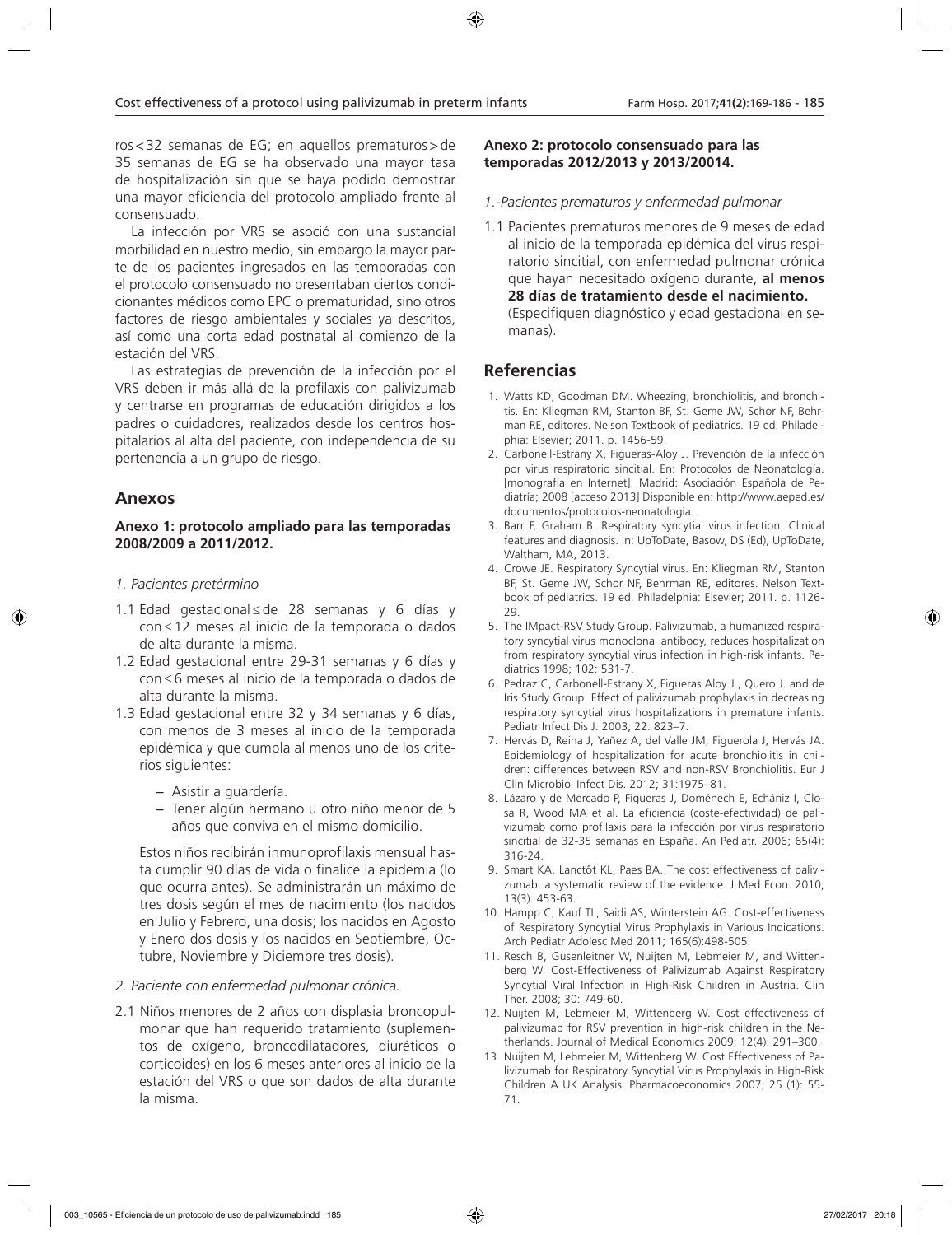ros<32 semanas de EG; en aquellos prematuros>de 35 semanas de EG se ha observado una mayor tasa de hospitalización sin que se haya podido demostrar una mayor eficiencia del protocolo ampliado frente al consensuado.

La infección por VRS se asoció con una sustancial morbilidad en nuestro medio, sin embargo la mayor parte de los pacientes ingresados en las temporadas con el protocolo consensuado no presentaban ciertos condicionantes médicos como EPC o prematuridad, sino otros factores de riesgo ambientales y sociales ya descritos, así como una corta edad postnatal al comienzo de la estación del VRS.

Las estrategias de prevención de la infección por el VRS deben ir más allá de la profilaxis con palivizumab y centrarse en programas de educación dirigidos a los padres o cuidadores, realizados desde los centros hospitalarios al alta del paciente, con independencia de su pertenencia a un grupo de riesgo.

## Anexos

### Anexo 1: protocolo ampliado para las temporadas 2008/2009 a 2011/2012.

*1. Pacientes pretérmino*

1.1 Edad gestacional ≤ de 28 semanas y 6 días y con ≤ 12 meses al inicio de la temporada o dados de alta durante la misma.

1.2 Edad gestacional entre 29-31 semanas y 6 días y con ≤ 6 meses al inicio de la temporada o dados de alta durante la misma.

1.3 Edad gestacional entre 32 y 34 semanas y 6 días, con menos de 3 meses al inicio de la temporada epidémica y que cumpla al menos uno de los criterios siguientes:

- Asistir a guardería.
- Tener algún hermano u otro niño menor de 5 años que conviva en el mismo domicilio.

Estos niños recibirán inmunoprofilaxis mensual hasta cumplir 90 días de vida o finalice la epidemia (lo que ocurra antes). Se administrarán un máximo de tres dosis según el mes de nacimiento (los nacidos en Julio y Febrero, una dosis; los nacidos en Agosto y Enero dos dosis y los nacidos en Septiembre, Octubre, Noviembre y Diciembre tres dosis).

*2. Paciente con enfermedad pulmonar crónica.*

2.1 Niños menores de 2 años con displasia broncopulmonar que han requerido tratamiento (suplementos de oxígeno, broncodilatadores, diuréticos o corticoides) en los 6 meses anteriores al inicio de la estación del VRS o que son dados de alta durante la misma.

### Anexo 2: protocolo consensuado para las temporadas 2012/2013 y 2013/20014.

*1.-Pacientes prematuros y enfermedad pulmonar*

1.1 Pacientes prematuros menores de 9 meses de edad al inicio de la temporada epidémica del virus respiratorio sincitial, con enfermedad pulmonar crónica que hayan necesitado oxígeno durante, **al menos 28 días de tratamiento desde el nacimiento.** (Especifiquen diagnóstico y edad gestacional en semanas).

## Referencias

1. Watts KD, Goodman DM. Wheezing, bronchiolitis, and bronchitis. En: Kliegman RM, Stanton BF, St. Geme JW, Schor NF, Behrman RE, editores. Nelson Textbook of pediatrics. 19 ed. Philadelphia: Elsevier; 2011. p. 1456-59.
2. Carbonell-Estrany X, Figueras-Aloy J. Prevención de la infección por virus respiratorio sincitial. En: Protocolos de Neonatología. [monografía en Internet]. Madrid: Asociación Española de Pediatría; 2008 [acceso 2013] Disponible en: http://www.aeped.es/documentos/protocolos-neonatologia.
3. Barr F, Graham B. Respiratory syncytial virus infection: Clinical features and diagnosis. In: UpToDate, Basow, DS (Ed), UpToDate, Waltham, MA, 2013.
4. Crowe JE. Respiratory Syncytial virus. En: Kliegman RM, Stanton BF, St. Geme JW, Schor NF, Behrman RE, editores. Nelson Textbook of pediatrics. 19 ed. Philadelphia: Elsevier; 2011. p. 1126-29.
5. The IMpact-RSV Study Group. Palivizumab, a humanized respiratory syncytial virus monoclonal antibody, reduces hospitalization from respiratory syncytial virus infection in high-risk infants. Pediatrics 1998; 102: 531-7.
6. Pedraz C, Carbonell-Estrany X, Figueras Aloy J , Quero J. and de Iris Study Group. Effect of palivizumab prophylaxis in decreasing respiratory syncytial virus hospitalizations in premature infants. Pediatr Infect Dis J. 2003; 22: 823–7.
7. Hervás D, Reina J, Yañez A, del Valle JM, Figuerola J, Hervás JA. Epidemiology of hospitalization for acute bronchiolitis in children: differences between RSV and non-RSV Bronchiolitis. Eur J Clin Microbiol Infect Dis. 2012; 31:1975–81.
8. Lázaro y de Mercado P, Figueras J, Doménech E, Echániz I, Closa R, Wood MA et al. La eficiencia (coste-efectividad) de palivizumab como profilaxis para la infección por virus respiratorio sincitial de 32-35 semanas en España. An Pediatr. 2006; 65(4): 316-24.
9. Smart KA, Lanctôt KL, Paes BA. The cost effectiveness of palivizumab: a systematic review of the evidence. J Med Econ. 2010; 13(3): 453-63.
10. Hampp C, Kauf TL, Saidi AS, Winterstein AG. Cost-effectiveness of Respiratory Syncytial Virus Prophylaxis in Various Indications. Arch Pediatr Adolesc Med 2011; 165(6):498-505.
11. Resch B, Gusenleitner W, Nuijten M, Lebmeier M, and Wittenberg W. Cost-Effectiveness of Palivizumab Against Respiratory Syncytial Viral Infection in High-Risk Children in Austria. Clin Ther. 2008; 30: 749-60.
12. Nuijten M, Lebmeier M, Wittenberg W. Cost effectiveness of palivizumab for RSV prevention in high-risk children in the Netherlands. Journal of Medical Economics 2009; 12(4): 291–300.
13. Nuijten M, Lebmeier M, Wittenberg W. Cost Effectiveness of Palivizumab for Respiratory Syncytial Virus Prophylaxis in High-Risk Children A UK Analysis. Pharmacoeconomics 2007; 25 (1): 55-71.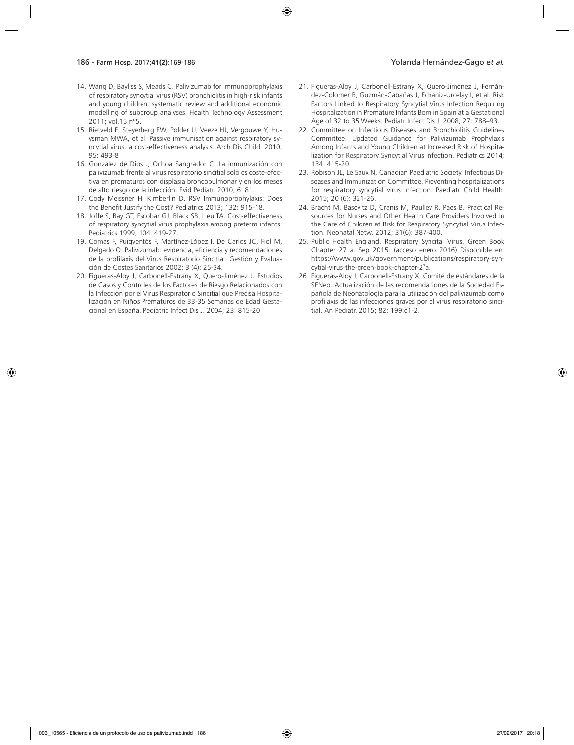14. Wang D, Bayliss S, Meads C. Palivizumab for immunoprophylaxis of respiratory syncytial virus (RSV) bronchiolitis in high-risk infants and young children: systematic review and additional economic modelling of subgroup analyses. Health Technology Assessment 2011; vol.15 nº5.
15. Rietveld E, Steyerberg EW, Polder JJ, Veeze HJ, Vergouwe Y, Huysman MWA, et al. Passive immunisation against respiratory syncytial virus: a cost-effectiveness analysis. Arch Dis Child. 2010; 95: 493-8
16. González de Dios J, Ochoa Sangrador C. La inmunización con palivizumab frente al virus respiratorio sincitial solo es coste-efectiva en prematuros con displasia broncopulmonar y en los meses de alto riesgo de la infección. Evid Pediatr. 2010; 6: 81.
17. Cody Meissner H, Kimberlin D. RSV Immunoprophylaxis: Does the Benefit Justify the Cost? Pediatrics 2013; 132: 915-18.
18. Joffe S, Ray GT, Escobar GJ, Black SB, Lieu TA. Cost-effectiveness of respiratory syncytial virus prophylaxis among preterm infants. Pediatrics 1999; 104: 419-27.
19. Comas F, Puigventós F, Martínez-López I, De Carlos JC, Fiol M, Delgado O. Palivizumab: evidencia, eficiencia y recomendaciones de la profilaxis del Virus Respiratorio Sincitial. Gestión y Evaluación de Costes Sanitarios 2002; 3 (4): 25-34.
20. Figueras-Aloy J, Carbonell-Estrany X, Quero-Jiménez J. Estudios de Casos y Controles de los Factores de Riesgo Relacionados con la Infección por el Virus Respiratorio Sincitial que Precisa Hospitalización en Niños Prematuros de 33-35 Semanas de Edad Gestacional en España. Pediatric Infect Dis J. 2004; 23: 815-20
21. Figueras-Aloy J, Carbonell-Estrany X, Quero-Jiménez J, Fernández-Colomer B, Guzmán-Cabañas J, Echaniz-Urcelay I, et al. Risk Factors Linked to Respiratory Syncytial Virus Infection Requiring Hospitalization in Premature Infants Born in Spain at a Gestational Age of 32 to 35 Weeks. Pediatr Infect Dis J. 2008; 27: 788–93.
22. Committee on Infectious Diseases and Bronchiolitis Guidelines Committee. Updated Guidance for Palivizumab Prophylaxis Among Infants and Young Children at Increased Risk of Hospitalization for Respiratory Syncytial Virus Infection. Pediatrics 2014; 134: 415-20.
23. Robison JL, Le Saux N, Canadian Paediatric Society. Infectious Diseases and Immunization Committee. Preventing hospitalizations for respiratory syncytial virus infection. Paediatr Child Health. 2015; 20 (6): 321-26.
24. Bracht M, Basevitz D, Cranis M, Paulley R, Paes B. Practical Resources for Nurses and Other Health Care Providers Involved in the Care of Children at Risk for Respiratory Syncytial Virus Infection. Neonatal Netw. 2012; 31(6): 387-400.
25. Public Health England. Respiratory Syncital Virus. Green Book Chapter 27 a. Sep 2015. (acceso enero 2016) Disponible en: https://www.gov.uk/government/publications/respiratory-syncytial-virus-the-green-book-chapter-27a.
26. Figueras-Aloy J, Carbonell-Estrany X, Comité de estándares de la SENeo. Actualización de las recomendaciones de la Sociedad Española de Neonatología para la utilización del palivizumab como profilaxis de las infecciones graves por el virus respiratorio sincitial. An Pediatr. 2015; 82: 199.e1-2.